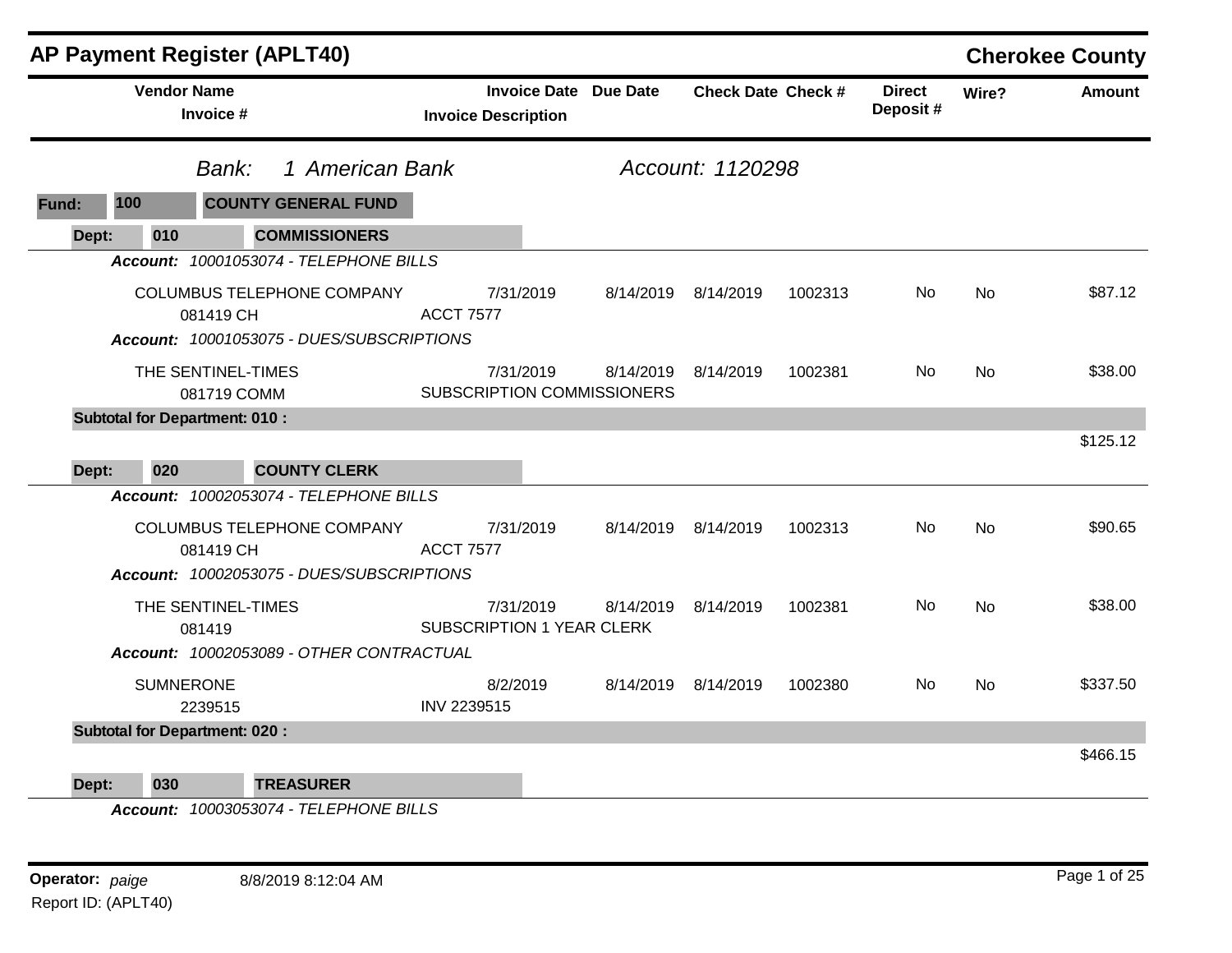# AP Payment Register (APLT40)

**Cherokee County**

| Vendor Name / Invoice # | Invoice Date / Invoice Description | Due Date | Check Date | Check # | Direct Deposit # | Wire? | Amount |
|---|---|---|---|---|---|---|---|

*Bank: 1 American Bank* *Account: 1120298*

**Fund: 100 COUNTY GENERAL FUND**

**Dept: 010 COMMISSIONERS**

***Account:*** *10001053074 - TELEPHONE BILLS*

| Vendor Name / Invoice # | Invoice Date / Invoice Description | Due Date | Check Date | Check # | Direct Deposit # | Wire? | Amount |
|---|---|---|---|---|---|---|---|
| COLUMBUS TELEPHONE COMPANY<br>081419 CH | 7/31/2019<br>ACCT 7577 | 8/14/2019 | 8/14/2019 | 1002313 | No | No | $87.12 |

***Account:*** *10001053075 - DUES/SUBSCRIPTIONS*

| Vendor Name / Invoice # | Invoice Date / Invoice Description | Due Date | Check Date | Check # | Direct Deposit # | Wire? | Amount |
|---|---|---|---|---|---|---|---|
| THE SENTINEL-TIMES<br>081719 COMM | 7/31/2019<br>SUBSCRIPTION COMMISSIONERS | 8/14/2019 | 8/14/2019 | 1002381 | No | No | $38.00 |

**Subtotal for Department: 010 :** $125.12

**Dept: 020 COUNTY CLERK**

***Account:*** *10002053074 - TELEPHONE BILLS*

| Vendor Name / Invoice # | Invoice Date / Invoice Description | Due Date | Check Date | Check # | Direct Deposit # | Wire? | Amount |
|---|---|---|---|---|---|---|---|
| COLUMBUS TELEPHONE COMPANY<br>081419 CH | 7/31/2019<br>ACCT 7577 | 8/14/2019 | 8/14/2019 | 1002313 | No | No | $90.65 |

***Account:*** *10002053075 - DUES/SUBSCRIPTIONS*

| Vendor Name / Invoice # | Invoice Date / Invoice Description | Due Date | Check Date | Check # | Direct Deposit # | Wire? | Amount |
|---|---|---|---|---|---|---|---|
| THE SENTINEL-TIMES<br>081419 | 7/31/2019<br>SUBSCRIPTION 1 YEAR CLERK | 8/14/2019 | 8/14/2019 | 1002381 | No | No | $38.00 |

***Account:*** *10002053089 - OTHER CONTRACTUAL*

| Vendor Name / Invoice # | Invoice Date / Invoice Description | Due Date | Check Date | Check # | Direct Deposit # | Wire? | Amount |
|---|---|---|---|---|---|---|---|
| SUMNERONE<br>2239515 | 8/2/2019<br>INV 2239515 | 8/14/2019 | 8/14/2019 | 1002380 | No | No | $337.50 |

**Subtotal for Department: 020 :** $466.15

**Dept: 030 TREASURER**

***Account:*** *10003053074 - TELEPHONE BILLS*

**Operator:** *paige* 8/8/2019 8:12:04 AM

Report ID: (APLT40)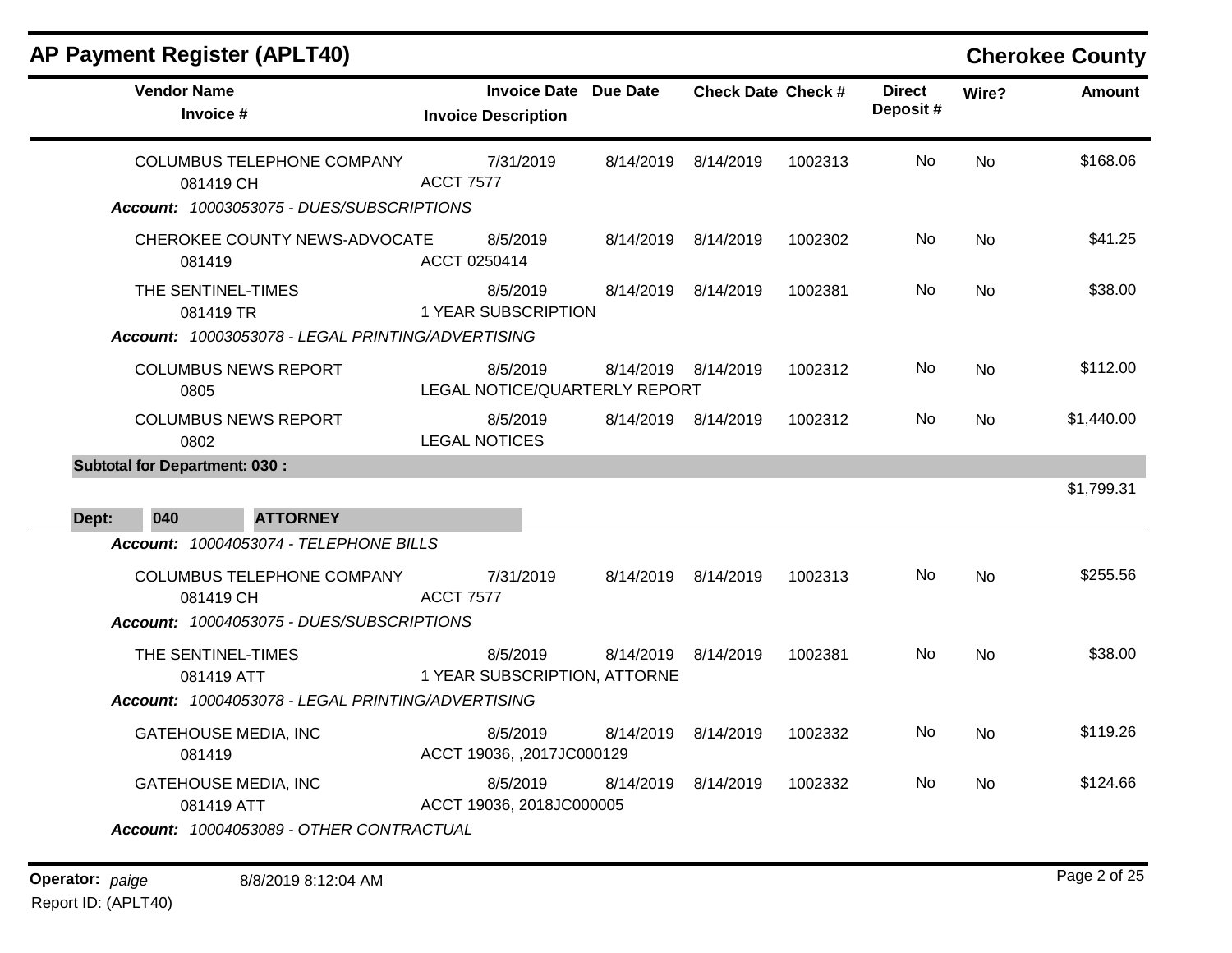## AP Payment Register (APLT40)

**Cherokee County**

| Vendor Name / Invoice # | Invoice Date / Invoice Description | Due Date | Check Date | Check # | Direct Deposit # | Wire? | Amount |
|---|---|---|---|---|---|---|---|
| COLUMBUS TELEPHONE COMPANY<br>081419 CH | 7/31/2019<br>ACCT 7577 | 8/14/2019 | 8/14/2019 | 1002313 | No | No | $168.06 |
| ***Account: 10003053075 - DUES/SUBSCRIPTIONS*** | | | | | | | |
| CHEROKEE COUNTY NEWS-ADVOCATE<br>081419 | 8/5/2019<br>ACCT 0250414 | 8/14/2019 | 8/14/2019 | 1002302 | No | No | $41.25 |
| THE SENTINEL-TIMES<br>081419 TR | 8/5/2019<br>1 YEAR SUBSCRIPTION | 8/14/2019 | 8/14/2019 | 1002381 | No | No | $38.00 |
| ***Account: 10003053078 - LEGAL PRINTING/ADVERTISING*** | | | | | | | |
| COLUMBUS NEWS REPORT<br>0805 | 8/5/2019<br>LEGAL NOTICE/QUARTERLY REPORT | 8/14/2019 | 8/14/2019 | 1002312 | No | No | $112.00 |
| COLUMBUS NEWS REPORT<br>0802 | 8/5/2019<br>LEGAL NOTICES | 8/14/2019 | 8/14/2019 | 1002312 | No | No | $1,440.00 |
| **Subtotal for Department: 030 :** | | | | | | | $1,799.31 |

**Dept: 040 ATTORNEY**

| Vendor Name / Invoice # | Invoice Date / Invoice Description | Due Date | Check Date | Check # | Direct Deposit # | Wire? | Amount |
|---|---|---|---|---|---|---|---|
| ***Account: 10004053074 - TELEPHONE BILLS*** | | | | | | | |
| COLUMBUS TELEPHONE COMPANY<br>081419 CH | 7/31/2019<br>ACCT 7577 | 8/14/2019 | 8/14/2019 | 1002313 | No | No | $255.56 |
| ***Account: 10004053075 - DUES/SUBSCRIPTIONS*** | | | | | | | |
| THE SENTINEL-TIMES<br>081419 ATT | 8/5/2019<br>1 YEAR SUBSCRIPTION, ATTORNE | 8/14/2019 | 8/14/2019 | 1002381 | No | No | $38.00 |
| ***Account: 10004053078 - LEGAL PRINTING/ADVERTISING*** | | | | | | | |
| GATEHOUSE MEDIA, INC<br>081419 | 8/5/2019<br>ACCT 19036, ,2017JC000129 | 8/14/2019 | 8/14/2019 | 1002332 | No | No | $119.26 |
| GATEHOUSE MEDIA, INC<br>081419 ATT | 8/5/2019<br>ACCT 19036, 2018JC000005 | 8/14/2019 | 8/14/2019 | 1002332 | No | No | $124.66 |
| ***Account: 10004053089 - OTHER CONTRACTUAL*** | | | | | | | |

**Operator:** *paige* 8/8/2019 8:12:04 AM

Report ID: (APLT40)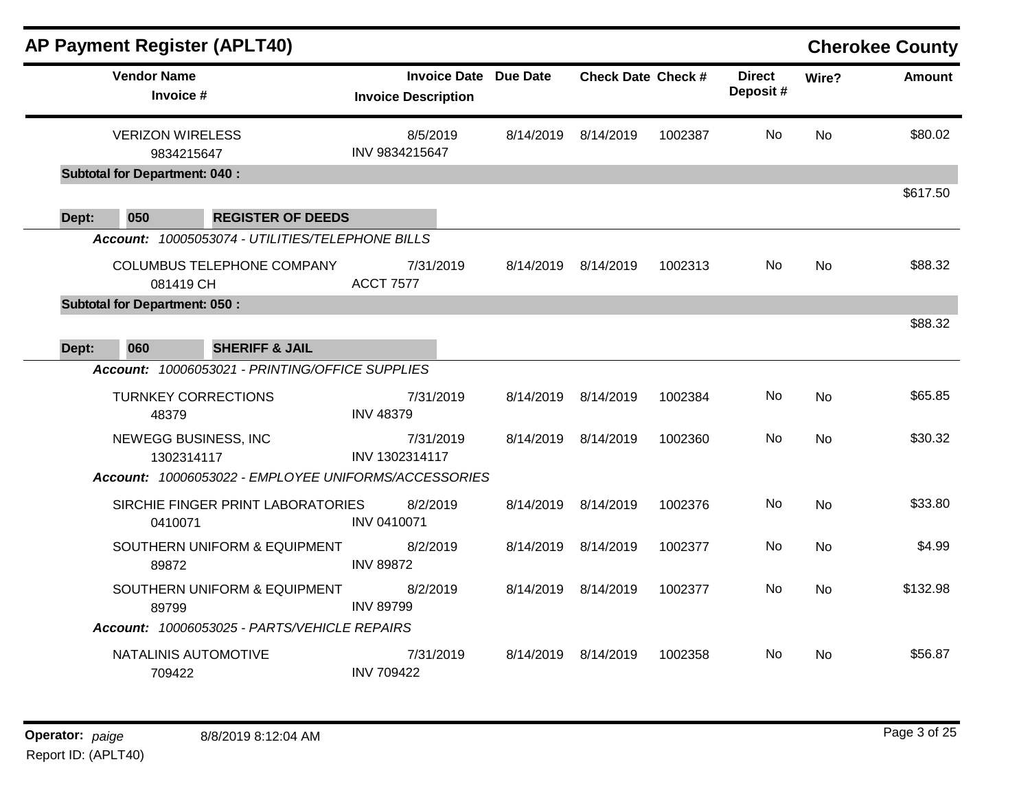## AP Payment Register (APLT40)

**Cherokee County**

| Vendor Name / Invoice # | Invoice Date / Invoice Description | Due Date | Check Date | Check # | Direct Deposit # | Wire? | Amount |
|---|---|---|---|---|---|---|---|
| VERIZON WIRELESS<br>9834215647 | 8/5/2019<br>INV 9834215647 | 8/14/2019 | 8/14/2019 | 1002387 | No | No | $80.02 |
| **Subtotal for Department: 040 :** | | | | | | | $617.50 |
| **Dept: 050 REGISTER OF DEEDS** | | | | | | | |
| ***Account: 10005053074 - UTILITIES/TELEPHONE BILLS*** | | | | | | | |
| COLUMBUS TELEPHONE COMPANY<br>081419 CH | 7/31/2019<br>ACCT 7577 | 8/14/2019 | 8/14/2019 | 1002313 | No | No | $88.32 |
| **Subtotal for Department: 050 :** | | | | | | | $88.32 |
| **Dept: 060 SHERIFF & JAIL** | | | | | | | |
| ***Account: 10006053021 - PRINTING/OFFICE SUPPLIES*** | | | | | | | |
| TURNKEY CORRECTIONS<br>48379 | 7/31/2019<br>INV 48379 | 8/14/2019 | 8/14/2019 | 1002384 | No | No | $65.85 |
| NEWEGG BUSINESS, INC<br>1302314117 | 7/31/2019<br>INV 1302314117 | 8/14/2019 | 8/14/2019 | 1002360 | No | No | $30.32 |
| ***Account: 10006053022 - EMPLOYEE UNIFORMS/ACCESSORIES*** | | | | | | | |
| SIRCHIE FINGER PRINT LABORATORIES<br>0410071 | 8/2/2019<br>INV 0410071 | 8/14/2019 | 8/14/2019 | 1002376 | No | No | $33.80 |
| SOUTHERN UNIFORM & EQUIPMENT<br>89872 | 8/2/2019<br>INV 89872 | 8/14/2019 | 8/14/2019 | 1002377 | No | No | $4.99 |
| SOUTHERN UNIFORM & EQUIPMENT<br>89799 | 8/2/2019<br>INV 89799 | 8/14/2019 | 8/14/2019 | 1002377 | No | No | $132.98 |
| ***Account: 10006053025 - PARTS/VEHICLE REPAIRS*** | | | | | | | |
| NATALINIS AUTOMOTIVE<br>709422 | 7/31/2019<br>INV 709422 | 8/14/2019 | 8/14/2019 | 1002358 | No | No | $56.87 |

**Operator:** *paige* 8/8/2019 8:12:04 AM
Report ID: (APLT40)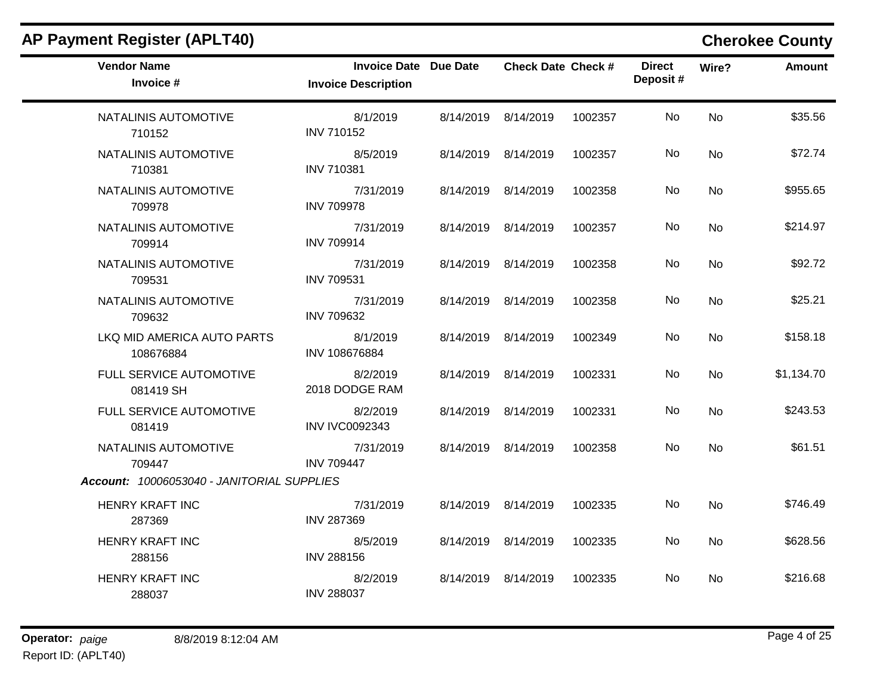## AP Payment Register (APLT40)

## Cherokee County

| Vendor Name / Invoice # | Invoice Date / Invoice Description | Due Date | Check Date | Check # | Direct Deposit # | Wire? | Amount |
|---|---|---|---|---|---|---|---|
| NATALINIS AUTOMOTIVE<br>710152 | 8/1/2019<br>INV 710152 | 8/14/2019 | 8/14/2019 | 1002357 | No | No | $35.56 |
| NATALINIS AUTOMOTIVE<br>710381 | 8/5/2019<br>INV 710381 | 8/14/2019 | 8/14/2019 | 1002357 | No | No | $72.74 |
| NATALINIS AUTOMOTIVE<br>709978 | 7/31/2019<br>INV 709978 | 8/14/2019 | 8/14/2019 | 1002358 | No | No | $955.65 |
| NATALINIS AUTOMOTIVE<br>709914 | 7/31/2019<br>INV 709914 | 8/14/2019 | 8/14/2019 | 1002357 | No | No | $214.97 |
| NATALINIS AUTOMOTIVE<br>709531 | 7/31/2019<br>INV 709531 | 8/14/2019 | 8/14/2019 | 1002358 | No | No | $92.72 |
| NATALINIS AUTOMOTIVE<br>709632 | 7/31/2019<br>INV 709632 | 8/14/2019 | 8/14/2019 | 1002358 | No | No | $25.21 |
| LKQ MID AMERICA AUTO PARTS<br>108676884 | 8/1/2019<br>INV 108676884 | 8/14/2019 | 8/14/2019 | 1002349 | No | No | $158.18 |
| FULL SERVICE AUTOMOTIVE<br>081419 SH | 8/2/2019<br>2018 DODGE RAM | 8/14/2019 | 8/14/2019 | 1002331 | No | No | $1,134.70 |
| FULL SERVICE AUTOMOTIVE<br>081419 | 8/2/2019<br>INV IVC0092343 | 8/14/2019 | 8/14/2019 | 1002331 | No | No | $243.53 |
| NATALINIS AUTOMOTIVE<br>709447 | 7/31/2019<br>INV 709447 | 8/14/2019 | 8/14/2019 | 1002358 | No | No | $61.51 |
| ***Account:*** *10006053040 - JANITORIAL SUPPLIES* | | | | | | | |
| HENRY KRAFT INC<br>287369 | 7/31/2019<br>INV 287369 | 8/14/2019 | 8/14/2019 | 1002335 | No | No | $746.49 |
| HENRY KRAFT INC<br>288156 | 8/5/2019<br>INV 288156 | 8/14/2019 | 8/14/2019 | 1002335 | No | No | $628.56 |
| HENRY KRAFT INC<br>288037 | 8/2/2019<br>INV 288037 | 8/14/2019 | 8/14/2019 | 1002335 | No | No | $216.68 |

**Operator:** *paige* 8/8/2019 8:12:04 AM

Report ID: (APLT40)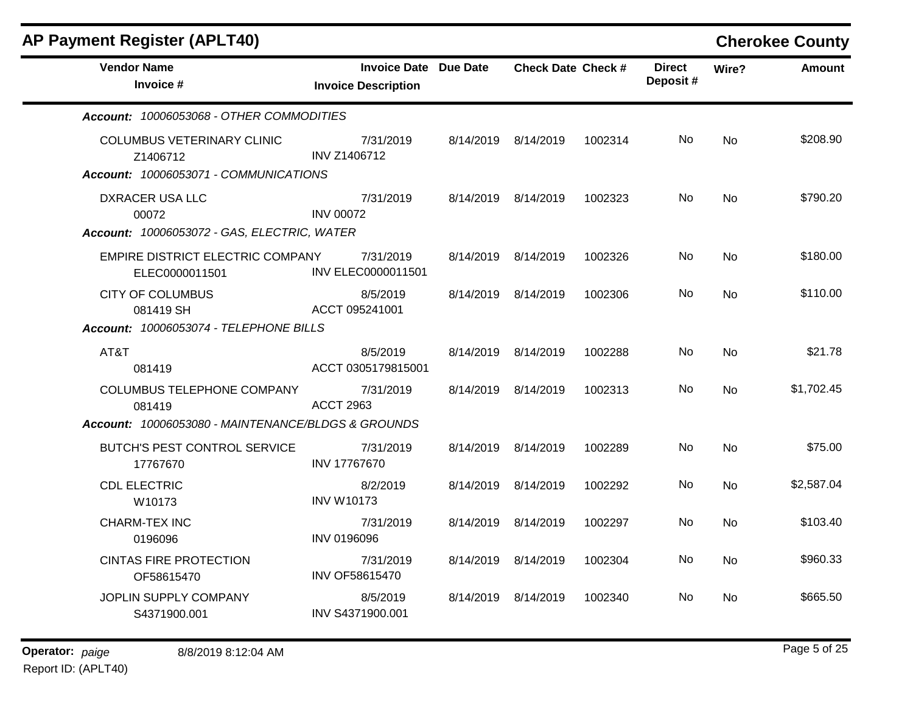## AP Payment Register (APLT40)

**Cherokee County**

| Vendor Name / Invoice # | Invoice Date / Invoice Description | Due Date | Check Date | Check # | Direct Deposit # | Wire? | Amount |
|---|---|---|---|---|---|---|---|
| ***Account: 10006053068 - OTHER COMMODITIES*** | | | | | | | |
| COLUMBUS VETERINARY CLINIC<br>Z1406712 | 7/31/2019<br>INV Z1406712 | 8/14/2019 | 8/14/2019 | 1002314 | No | No | $208.90 |
| ***Account: 10006053071 - COMMUNICATIONS*** | | | | | | | |
| DXRACER USA LLC<br>00072 | 7/31/2019<br>INV 00072 | 8/14/2019 | 8/14/2019 | 1002323 | No | No | $790.20 |
| ***Account: 10006053072 - GAS, ELECTRIC, WATER*** | | | | | | | |
| EMPIRE DISTRICT ELECTRIC COMPANY<br>ELEC0000011501 | 7/31/2019<br>INV ELEC0000011501 | 8/14/2019 | 8/14/2019 | 1002326 | No | No | $180.00 |
| CITY OF COLUMBUS<br>081419 SH | 8/5/2019<br>ACCT 095241001 | 8/14/2019 | 8/14/2019 | 1002306 | No | No | $110.00 |
| ***Account: 10006053074 - TELEPHONE BILLS*** | | | | | | | |
| AT&T<br>081419 | 8/5/2019<br>ACCT 0305179815001 | 8/14/2019 | 8/14/2019 | 1002288 | No | No | $21.78 |
| COLUMBUS TELEPHONE COMPANY<br>081419 | 7/31/2019<br>ACCT 2963 | 8/14/2019 | 8/14/2019 | 1002313 | No | No | $1,702.45 |
| ***Account: 10006053080 - MAINTENANCE/BLDGS & GROUNDS*** | | | | | | | |
| BUTCH'S PEST CONTROL SERVICE<br>17767670 | 7/31/2019<br>INV 17767670 | 8/14/2019 | 8/14/2019 | 1002289 | No | No | $75.00 |
| CDL ELECTRIC<br>W10173 | 8/2/2019<br>INV W10173 | 8/14/2019 | 8/14/2019 | 1002292 | No | No | $2,587.04 |
| CHARM-TEX INC<br>0196096 | 7/31/2019<br>INV 0196096 | 8/14/2019 | 8/14/2019 | 1002297 | No | No | $103.40 |
| CINTAS FIRE PROTECTION<br>OF58615470 | 7/31/2019<br>INV OF58615470 | 8/14/2019 | 8/14/2019 | 1002304 | No | No | $960.33 |
| JOPLIN SUPPLY COMPANY<br>S4371900.001 | 8/5/2019<br>INV S4371900.001 | 8/14/2019 | 8/14/2019 | 1002340 | No | No | $665.50 |

**Operator:** *paige* 8/8/2019 8:12:04 AM

Report ID: (APLT40)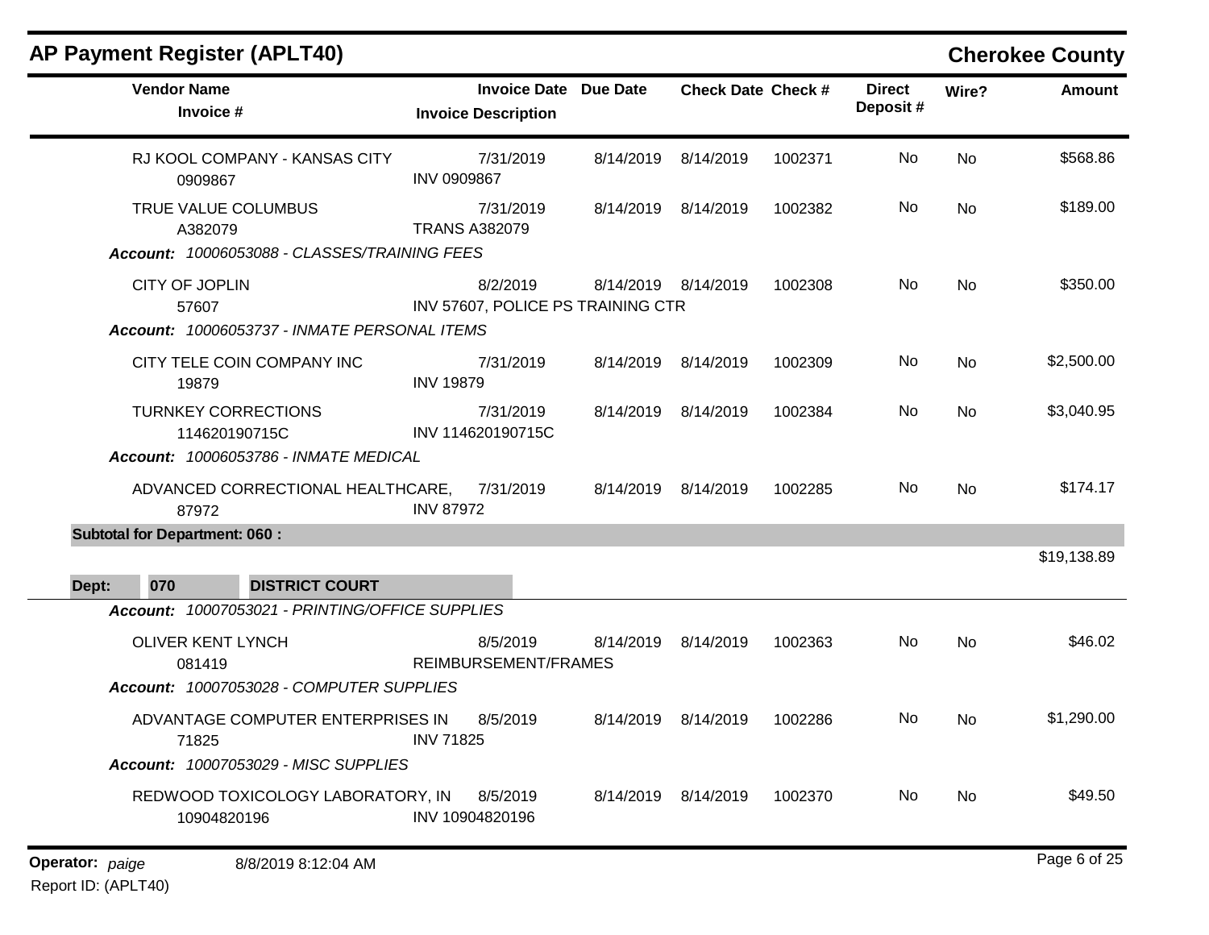## AP Payment Register (APLT40)

**Cherokee County**

| Vendor Name / Invoice # | Invoice Date / Invoice Description | Due Date | Check Date | Check # | Direct Deposit # | Wire? | Amount |
|---|---|---|---|---|---|---|---|
| RJ KOOL COMPANY - KANSAS CITY<br>0909867 | 7/31/2019<br>INV 0909867 | 8/14/2019 | 8/14/2019 | 1002371 | No | No | $568.86 |
| TRUE VALUE COLUMBUS<br>A382079 | 7/31/2019<br>TRANS A382079 | 8/14/2019 | 8/14/2019 | 1002382 | No | No | $189.00 |
| ***Account:*** *10006053088 - CLASSES/TRAINING FEES* | | | | | | | |
| CITY OF JOPLIN<br>57607 | 8/2/2019<br>INV 57607, POLICE PS TRAINING CTR | 8/14/2019 | 8/14/2019 | 1002308 | No | No | $350.00 |
| ***Account:*** *10006053737 - INMATE PERSONAL ITEMS* | | | | | | | |
| CITY TELE COIN COMPANY INC<br>19879 | 7/31/2019<br>INV 19879 | 8/14/2019 | 8/14/2019 | 1002309 | No | No | $2,500.00 |
| TURNKEY CORRECTIONS<br>114620190715C | 7/31/2019<br>INV 114620190715C | 8/14/2019 | 8/14/2019 | 1002384 | No | No | $3,040.95 |
| ***Account:*** *10006053786 - INMATE MEDICAL* | | | | | | | |
| ADVANCED CORRECTIONAL HEALTHCARE,<br>87972 | 7/31/2019<br>INV 87972 | 8/14/2019 | 8/14/2019 | 1002285 | No | No | $174.17 |
| **Subtotal for Department: 060 :** | | | | | | | $19,138.89 |
| **Dept: 070 DISTRICT COURT** | | | | | | | |
| ***Account:*** *10007053021 - PRINTING/OFFICE SUPPLIES* | | | | | | | |
| OLIVER KENT LYNCH<br>081419 | 8/5/2019<br>REIMBURSEMENT/FRAMES | 8/14/2019 | 8/14/2019 | 1002363 | No | No | $46.02 |
| ***Account:*** *10007053028 - COMPUTER SUPPLIES* | | | | | | | |
| ADVANTAGE COMPUTER ENTERPRISES IN<br>71825 | 8/5/2019<br>INV 71825 | 8/14/2019 | 8/14/2019 | 1002286 | No | No | $1,290.00 |
| ***Account:*** *10007053029 - MISC SUPPLIES* | | | | | | | |
| REDWOOD TOXICOLOGY LABORATORY, IN<br>10904820196 | 8/5/2019<br>INV 10904820196 | 8/14/2019 | 8/14/2019 | 1002370 | No | No | $49.50 |

**Operator:** *paige* 8/8/2019 8:12:04 AM

Report ID: (APLT40)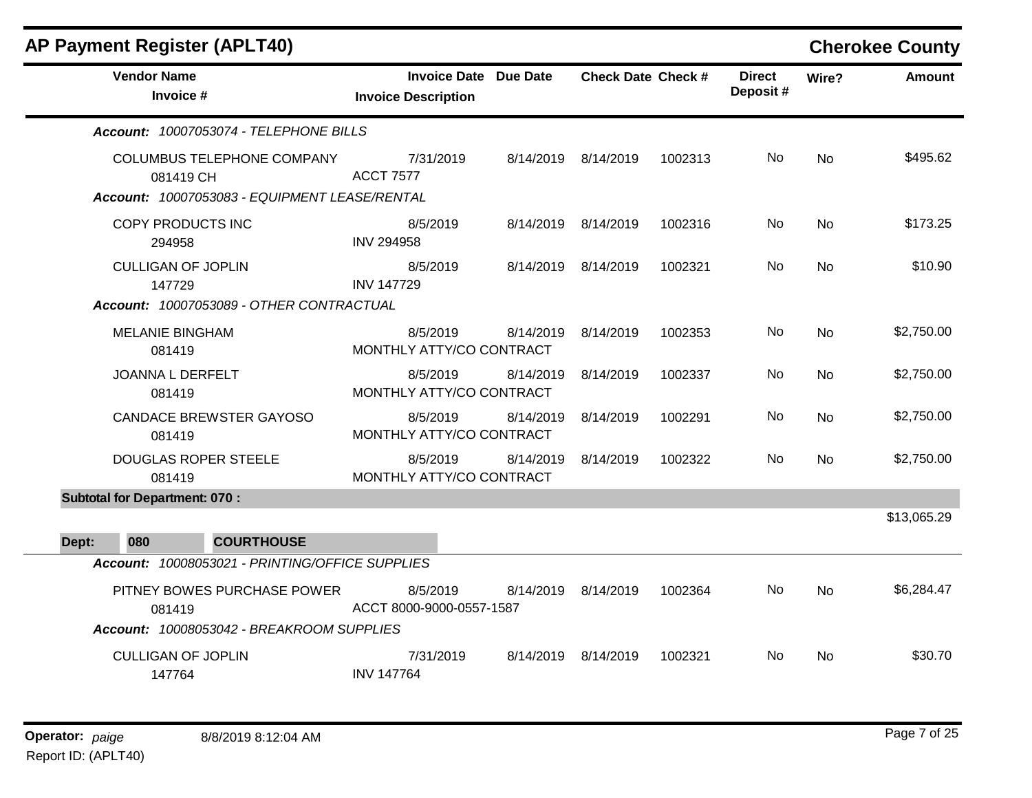# AP Payment Register (APLT40)

## Cherokee County

| Vendor Name / Invoice # | Invoice Date / Invoice Description | Due Date | Check Date | Check # | Direct Deposit # | Wire? | Amount |
|---|---|---|---|---|---|---|---|
| ***Account: 10007053074 - TELEPHONE BILLS*** | | | | | | | |
| COLUMBUS TELEPHONE COMPANY<br>081419 CH | 7/31/2019<br>ACCT 7577 | 8/14/2019 | 8/14/2019 | 1002313 | No | No | $495.62 |
| ***Account: 10007053083 - EQUIPMENT LEASE/RENTAL*** | | | | | | | |
| COPY PRODUCTS INC<br>294958 | 8/5/2019<br>INV 294958 | 8/14/2019 | 8/14/2019 | 1002316 | No | No | $173.25 |
| CULLIGAN OF JOPLIN<br>147729 | 8/5/2019<br>INV 147729 | 8/14/2019 | 8/14/2019 | 1002321 | No | No | $10.90 |
| ***Account: 10007053089 - OTHER CONTRACTUAL*** | | | | | | | |
| MELANIE BINGHAM<br>081419 | 8/5/2019<br>MONTHLY ATTY/CO CONTRACT | 8/14/2019 | 8/14/2019 | 1002353 | No | No | $2,750.00 |
| JOANNA L DERFELT<br>081419 | 8/5/2019<br>MONTHLY ATTY/CO CONTRACT | 8/14/2019 | 8/14/2019 | 1002337 | No | No | $2,750.00 |
| CANDACE BREWSTER GAYOSO<br>081419 | 8/5/2019<br>MONTHLY ATTY/CO CONTRACT | 8/14/2019 | 8/14/2019 | 1002291 | No | No | $2,750.00 |
| DOUGLAS ROPER STEELE<br>081419 | 8/5/2019<br>MONTHLY ATTY/CO CONTRACT | 8/14/2019 | 8/14/2019 | 1002322 | No | No | $2,750.00 |
| **Subtotal for Department: 070 :** | | | | | | | $13,065.29 |
| **Dept: 080 COURTHOUSE** | | | | | | | |
| ***Account: 10008053021 - PRINTING/OFFICE SUPPLIES*** | | | | | | | |
| PITNEY BOWES PURCHASE POWER<br>081419 | 8/5/2019<br>ACCT 8000-9000-0557-1587 | 8/14/2019 | 8/14/2019 | 1002364 | No | No | $6,284.47 |
| ***Account: 10008053042 - BREAKROOM SUPPLIES*** | | | | | | | |
| CULLIGAN OF JOPLIN<br>147764 | 7/31/2019<br>INV 147764 | 8/14/2019 | 8/14/2019 | 1002321 | No | No | $30.70 |

**Operator:** *paige* 8/8/2019 8:12:04 AM

Report ID: (APLT40)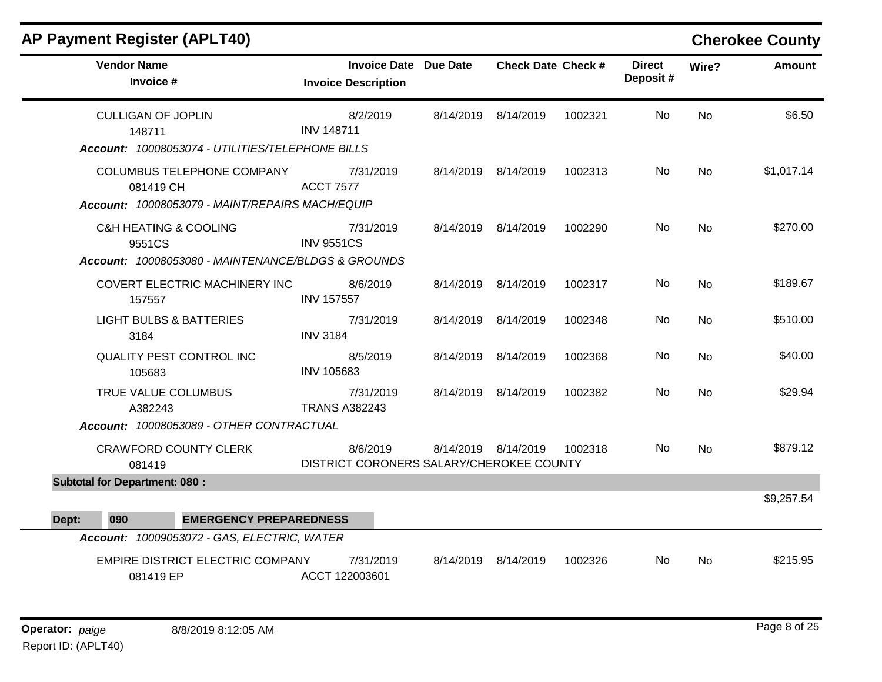## AP Payment Register (APLT40)

**Cherokee County**

| Vendor Name / Invoice # | Invoice Date / Invoice Description | Due Date | Check Date | Check # | Direct Deposit # | Wire? | Amount |
|---|---|---|---|---|---|---|---|
| CULLIGAN OF JOPLIN<br>148711 | 8/2/2019<br>INV 148711 | 8/14/2019 | 8/14/2019 | 1002321 | No | No | $6.50 |
| ***Account:*** *10008053074 - UTILITIES/TELEPHONE BILLS* | | | | | | | |
| COLUMBUS TELEPHONE COMPANY<br>081419 CH | 7/31/2019<br>ACCT 7577 | 8/14/2019 | 8/14/2019 | 1002313 | No | No | $1,017.14 |
| ***Account:*** *10008053079 - MAINT/REPAIRS MACH/EQUIP* | | | | | | | |
| C&H HEATING & COOLING<br>9551CS | 7/31/2019<br>INV 9551CS | 8/14/2019 | 8/14/2019 | 1002290 | No | No | $270.00 |
| ***Account:*** *10008053080 - MAINTENANCE/BLDGS & GROUNDS* | | | | | | | |
| COVERT ELECTRIC MACHINERY INC<br>157557 | 8/6/2019<br>INV 157557 | 8/14/2019 | 8/14/2019 | 1002317 | No | No | $189.67 |
| LIGHT BULBS & BATTERIES<br>3184 | 7/31/2019<br>INV 3184 | 8/14/2019 | 8/14/2019 | 1002348 | No | No | $510.00 |
| QUALITY PEST CONTROL INC<br>105683 | 8/5/2019<br>INV 105683 | 8/14/2019 | 8/14/2019 | 1002368 | No | No | $40.00 |
| TRUE VALUE COLUMBUS<br>A382243 | 7/31/2019<br>TRANS A382243 | 8/14/2019 | 8/14/2019 | 1002382 | No | No | $29.94 |
| ***Account:*** *10008053089 - OTHER CONTRACTUAL* | | | | | | | |
| CRAWFORD COUNTY CLERK<br>081419 | 8/6/2019<br>DISTRICT CORONERS SALARY/CHEROKEE COUNTY | 8/14/2019 | 8/14/2019 | 1002318 | No | No | $879.12 |
| **Subtotal for Department: 080 :** | | | | | | | $9,257.54 |

**Dept: 090 EMERGENCY PREPAREDNESS**

| Vendor Name / Invoice # | Invoice Date / Invoice Description | Due Date | Check Date | Check # | Direct Deposit # | Wire? | Amount |
|---|---|---|---|---|---|---|---|
| ***Account:*** *10009053072 - GAS, ELECTRIC, WATER* | | | | | | | |
| EMPIRE DISTRICT ELECTRIC COMPANY<br>081419 EP | 7/31/2019<br>ACCT 122003601 | 8/14/2019 | 8/14/2019 | 1002326 | No | No | $215.95 |

**Operator:** *paige* 8/8/2019 8:12:05 AM

Report ID: (APLT40)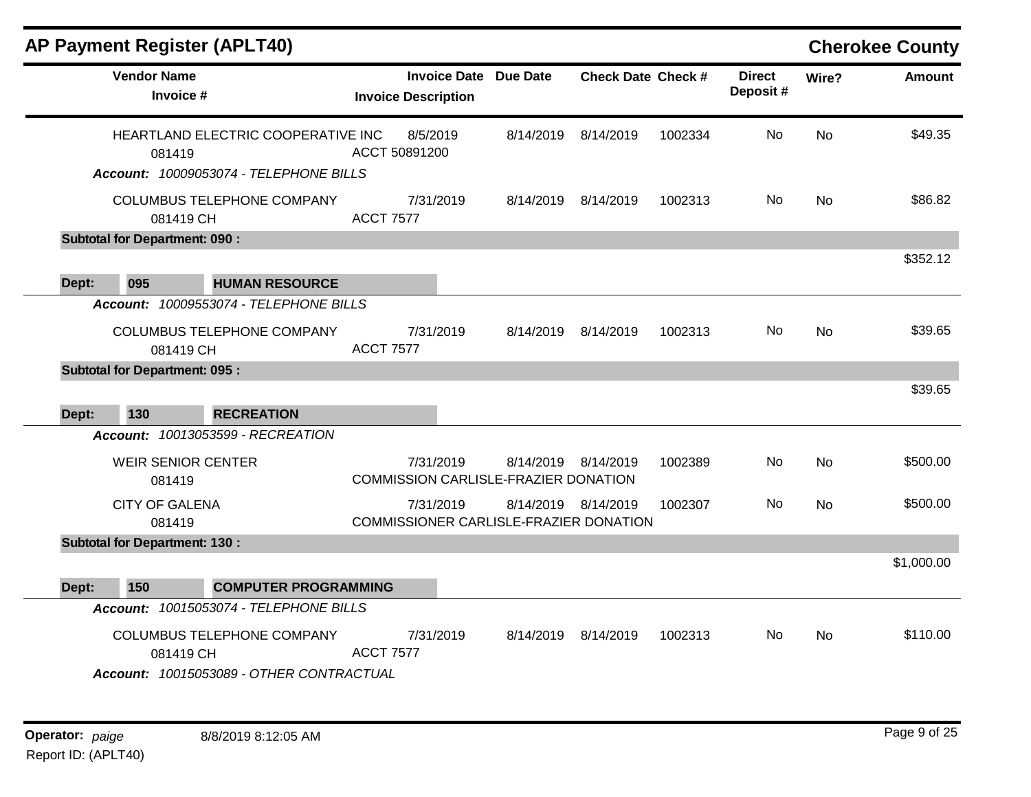## AP Payment Register (APLT40)

**Cherokee County**

| Vendor Name / Invoice # | Invoice Date / Invoice Description | Due Date | Check Date | Check # | Direct Deposit # | Wire? | Amount |
|---|---|---|---|---|---|---|---|
| HEARTLAND ELECTRIC COOPERATIVE INC<br>081419 | 8/5/2019<br>ACCT 50891200 | 8/14/2019 | 8/14/2019 | 1002334 | No | No | $49.35 |
| ***Account:*** *10009053074 - TELEPHONE BILLS* | | | | | | | |
| COLUMBUS TELEPHONE COMPANY<br>081419 CH | 7/31/2019<br>ACCT 7577 | 8/14/2019 | 8/14/2019 | 1002313 | No | No | $86.82 |
| **Subtotal for Department: 090 :** | | | | | | | $352.12 |
| **Dept: 095 HUMAN RESOURCE** | | | | | | | |
| ***Account:*** *10009553074 - TELEPHONE BILLS* | | | | | | | |
| COLUMBUS TELEPHONE COMPANY<br>081419 CH | 7/31/2019<br>ACCT 7577 | 8/14/2019 | 8/14/2019 | 1002313 | No | No | $39.65 |
| **Subtotal for Department: 095 :** | | | | | | | $39.65 |
| **Dept: 130 RECREATION** | | | | | | | |
| ***Account:*** *10013053599 - RECREATION* | | | | | | | |
| WEIR SENIOR CENTER<br>081419 | 7/31/2019<br>COMMISSION CARLISLE-FRAZIER DONATION | 8/14/2019 | 8/14/2019 | 1002389 | No | No | $500.00 |
| CITY OF GALENA<br>081419 | 7/31/2019<br>COMMISSIONER CARLISLE-FRAZIER DONATION | 8/14/2019 | 8/14/2019 | 1002307 | No | No | $500.00 |
| **Subtotal for Department: 130 :** | | | | | | | $1,000.00 |
| **Dept: 150 COMPUTER PROGRAMMING** | | | | | | | |
| ***Account:*** *10015053074 - TELEPHONE BILLS* | | | | | | | |
| COLUMBUS TELEPHONE COMPANY<br>081419 CH | 7/31/2019<br>ACCT 7577 | 8/14/2019 | 8/14/2019 | 1002313 | No | No | $110.00 |
| ***Account:*** *10015053089 - OTHER CONTRACTUAL* | | | | | | | |

**Operator:** *paige* 8/8/2019 8:12:05 AM

Report ID: (APLT40)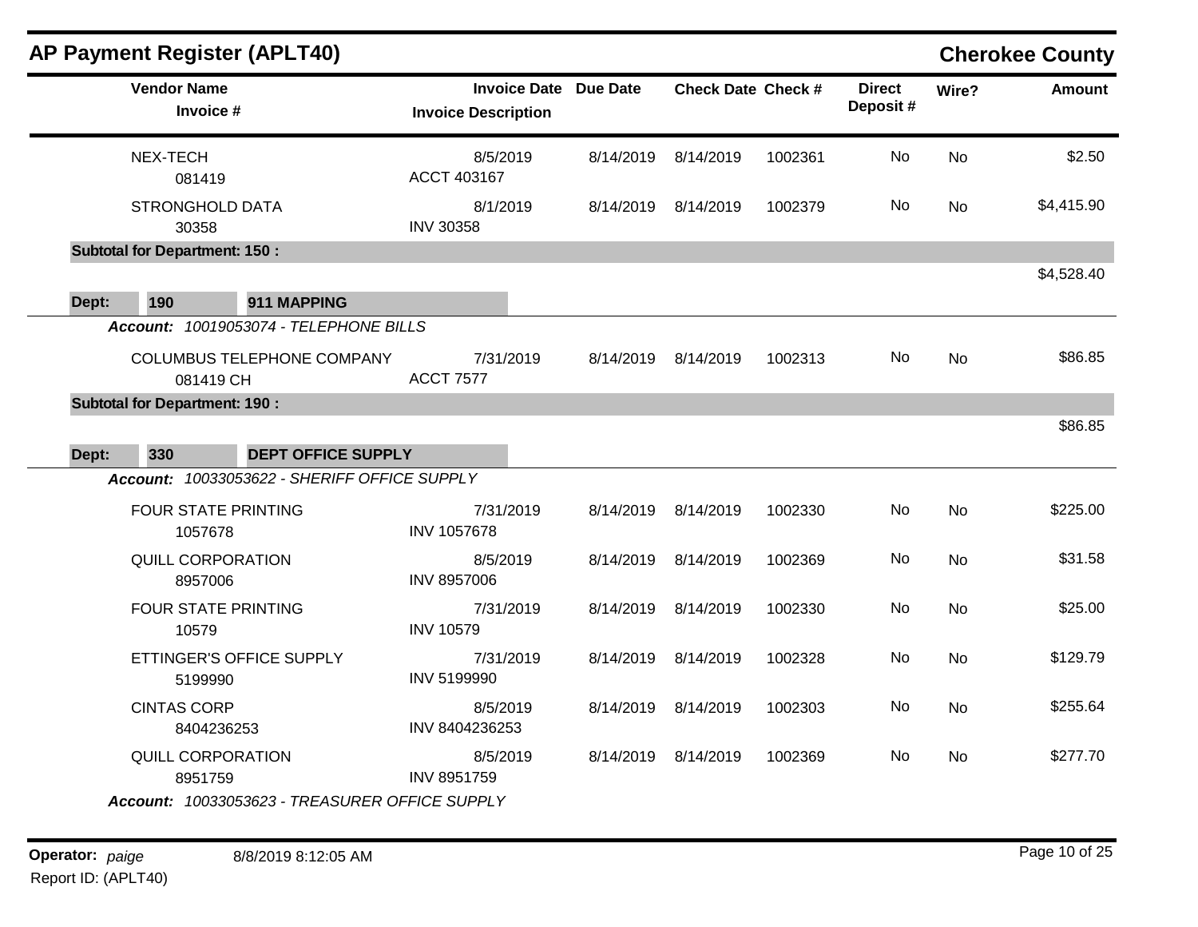## AP Payment Register (APLT40) — Cherokee County

| Vendor Name / Invoice # | Invoice Date / Invoice Description | Due Date | Check Date | Check # | Direct Deposit # | Wire? | Amount |
|---|---|---|---|---|---|---|---|
| NEX-TECH<br>081419 | 8/5/2019<br>ACCT 403167 | 8/14/2019 | 8/14/2019 | 1002361 | No | No | $2.50 |
| STRONGHOLD DATA<br>30358 | 8/1/2019<br>INV 30358 | 8/14/2019 | 8/14/2019 | 1002379 | No | No | $4,415.90 |
| **Subtotal for Department: 150 :** | | | | | | | $4,528.40 |

**Dept: 190 911 MAPPING**

*Account: 10019053074 - TELEPHONE BILLS*

| Vendor Name / Invoice # | Invoice Date / Invoice Description | Due Date | Check Date | Check # | Direct Deposit # | Wire? | Amount |
|---|---|---|---|---|---|---|---|
| COLUMBUS TELEPHONE COMPANY<br>081419 CH | 7/31/2019<br>ACCT 7577 | 8/14/2019 | 8/14/2019 | 1002313 | No | No | $86.85 |
| **Subtotal for Department: 190 :** | | | | | | | $86.85 |

**Dept: 330 DEPT OFFICE SUPPLY**

*Account: 10033053622 - SHERIFF OFFICE SUPPLY*

| Vendor Name / Invoice # | Invoice Date / Invoice Description | Due Date | Check Date | Check # | Direct Deposit # | Wire? | Amount |
|---|---|---|---|---|---|---|---|
| FOUR STATE PRINTING<br>1057678 | 7/31/2019<br>INV 1057678 | 8/14/2019 | 8/14/2019 | 1002330 | No | No | $225.00 |
| QUILL CORPORATION<br>8957006 | 8/5/2019<br>INV 8957006 | 8/14/2019 | 8/14/2019 | 1002369 | No | No | $31.58 |
| FOUR STATE PRINTING<br>10579 | 7/31/2019<br>INV 10579 | 8/14/2019 | 8/14/2019 | 1002330 | No | No | $25.00 |
| ETTINGER'S OFFICE SUPPLY<br>5199990 | 7/31/2019<br>INV 5199990 | 8/14/2019 | 8/14/2019 | 1002328 | No | No | $129.79 |
| CINTAS CORP<br>8404236253 | 8/5/2019<br>INV 8404236253 | 8/14/2019 | 8/14/2019 | 1002303 | No | No | $255.64 |
| QUILL CORPORATION<br>8951759 | 8/5/2019<br>INV 8951759 | 8/14/2019 | 8/14/2019 | 1002369 | No | No | $277.70 |

*Account: 10033053623 - TREASURER OFFICE SUPPLY*

Operator: *paige* 8/8/2019 8:12:05 AM

Report ID: (APLT40)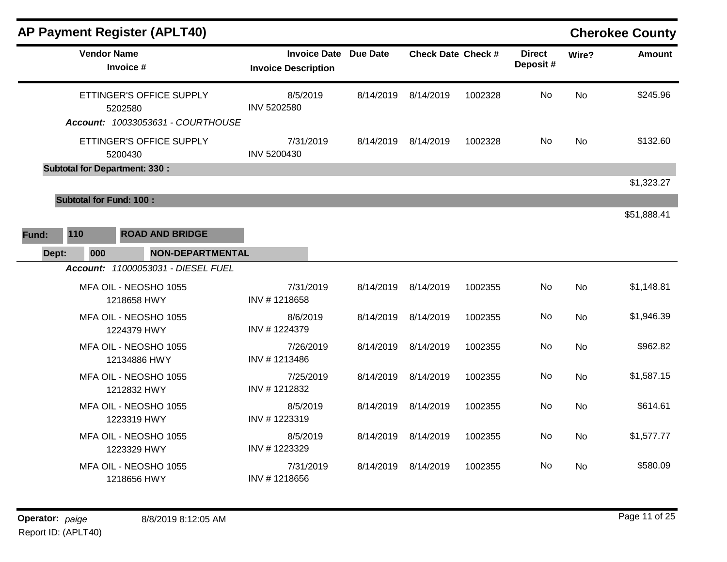## AP Payment Register (APLT40) — Cherokee County

| Vendor Name / Invoice # | Invoice Date / Invoice Description | Due Date | Check Date | Check # | Direct Deposit # | Wire? | Amount |
|---|---|---|---|---|---|---|---|
| ETTINGER'S OFFICE SUPPLY 5202580 | 8/5/2019 INV 5202580 | 8/14/2019 | 8/14/2019 | 1002328 | No | No | $245.96 |
| ***Account:*** *10033053631 - COURTHOUSE* | | | | | | | |
| ETTINGER'S OFFICE SUPPLY 5200430 | 7/31/2019 INV 5200430 | 8/14/2019 | 8/14/2019 | 1002328 | No | No | $132.60 |
| **Subtotal for Department: 330 :** | | | | | | | $1,323.27 |
| **Subtotal for Fund: 100 :** | | | | | | | $51,888.41 |

**Fund: 110 ROAD AND BRIDGE**

**Dept: 000 NON-DEPARTMENTAL**

***Account:*** *11000053031 - DIESEL FUEL*

| Vendor Name / Invoice # | Invoice Date / Invoice Description | Due Date | Check Date | Check # | Direct Deposit # | Wire? | Amount |
|---|---|---|---|---|---|---|---|
| MFA OIL - NEOSHO 1055 1218658 HWY | 7/31/2019 INV # 1218658 | 8/14/2019 | 8/14/2019 | 1002355 | No | No | $1,148.81 |
| MFA OIL - NEOSHO 1055 1224379 HWY | 8/6/2019 INV # 1224379 | 8/14/2019 | 8/14/2019 | 1002355 | No | No | $1,946.39 |
| MFA OIL - NEOSHO 1055 12134886 HWY | 7/26/2019 INV # 1213486 | 8/14/2019 | 8/14/2019 | 1002355 | No | No | $962.82 |
| MFA OIL - NEOSHO 1055 1212832 HWY | 7/25/2019 INV # 1212832 | 8/14/2019 | 8/14/2019 | 1002355 | No | No | $1,587.15 |
| MFA OIL - NEOSHO 1055 1223319 HWY | 8/5/2019 INV # 1223319 | 8/14/2019 | 8/14/2019 | 1002355 | No | No | $614.61 |
| MFA OIL - NEOSHO 1055 1223329 HWY | 8/5/2019 INV # 1223329 | 8/14/2019 | 8/14/2019 | 1002355 | No | No | $1,577.77 |
| MFA OIL - NEOSHO 1055 1218656 HWY | 7/31/2019 INV # 1218656 | 8/14/2019 | 8/14/2019 | 1002355 | No | No | $580.09 |

**Operator:** *paige* 8/8/2019 8:12:05 AM
Report ID: (APLT40)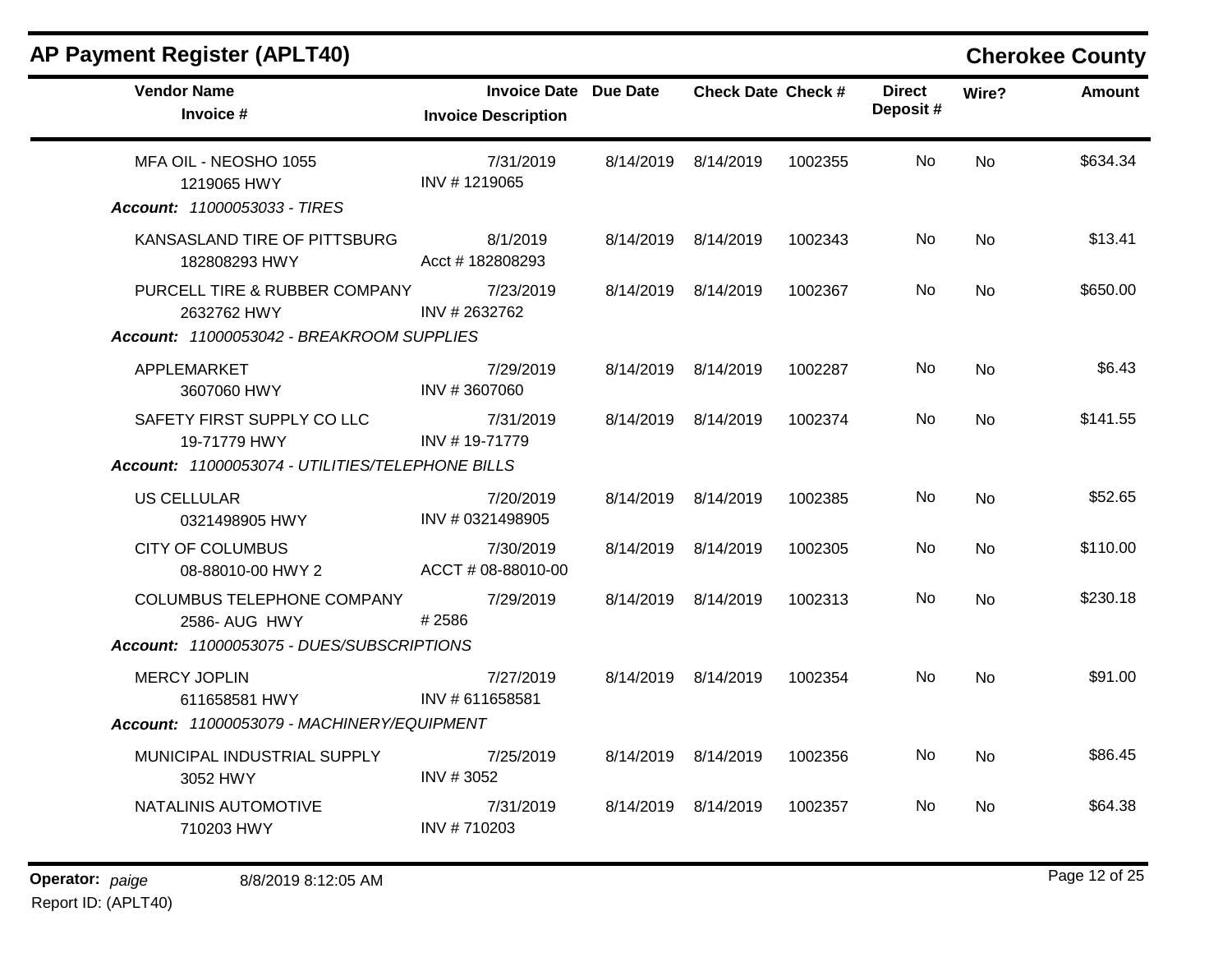## AP Payment Register (APLT40)

## Cherokee County

| Vendor Name / Invoice # | Invoice Date / Invoice Description | Due Date | Check Date | Check # | Direct Deposit # | Wire? | Amount |
|---|---|---|---|---|---|---|---|
| MFA OIL - NEOSHO 1055<br>1219065 HWY | 7/31/2019<br>INV # 1219065 | 8/14/2019 | 8/14/2019 | 1002355 | No | No | $634.34 |
| ***Account: 11000053033 - TIRES*** | | | | | | | |
| KANSASLAND TIRE OF PITTSBURG<br>182808293 HWY | 8/1/2019<br>Acct # 182808293 | 8/14/2019 | 8/14/2019 | 1002343 | No | No | $13.41 |
| PURCELL TIRE & RUBBER COMPANY<br>2632762 HWY | 7/23/2019<br>INV # 2632762 | 8/14/2019 | 8/14/2019 | 1002367 | No | No | $650.00 |
| ***Account: 11000053042 - BREAKROOM SUPPLIES*** | | | | | | | |
| APPLEMARKET<br>3607060 HWY | 7/29/2019<br>INV # 3607060 | 8/14/2019 | 8/14/2019 | 1002287 | No | No | $6.43 |
| SAFETY FIRST SUPPLY CO LLC<br>19-71779 HWY | 7/31/2019<br>INV # 19-71779 | 8/14/2019 | 8/14/2019 | 1002374 | No | No | $141.55 |
| ***Account: 11000053074 - UTILITIES/TELEPHONE BILLS*** | | | | | | | |
| US CELLULAR<br>0321498905 HWY | 7/20/2019<br>INV # 0321498905 | 8/14/2019 | 8/14/2019 | 1002385 | No | No | $52.65 |
| CITY OF COLUMBUS<br>08-88010-00 HWY 2 | 7/30/2019<br>ACCT # 08-88010-00 | 8/14/2019 | 8/14/2019 | 1002305 | No | No | $110.00 |
| COLUMBUS TELEPHONE COMPANY<br>2586- AUG HWY | 7/29/2019<br># 2586 | 8/14/2019 | 8/14/2019 | 1002313 | No | No | $230.18 |
| ***Account: 11000053075 - DUES/SUBSCRIPTIONS*** | | | | | | | |
| MERCY JOPLIN<br>611658581 HWY | 7/27/2019<br>INV # 611658581 | 8/14/2019 | 8/14/2019 | 1002354 | No | No | $91.00 |
| ***Account: 11000053079 - MACHINERY/EQUIPMENT*** | | | | | | | |
| MUNICIPAL INDUSTRIAL SUPPLY<br>3052 HWY | 7/25/2019<br>INV # 3052 | 8/14/2019 | 8/14/2019 | 1002356 | No | No | $86.45 |
| NATALINIS AUTOMOTIVE<br>710203 HWY | 7/31/2019<br>INV # 710203 | 8/14/2019 | 8/14/2019 | 1002357 | No | No | $64.38 |

**Operator:** *paige* 8/8/2019 8:12:05 AM

Report ID: (APLT40)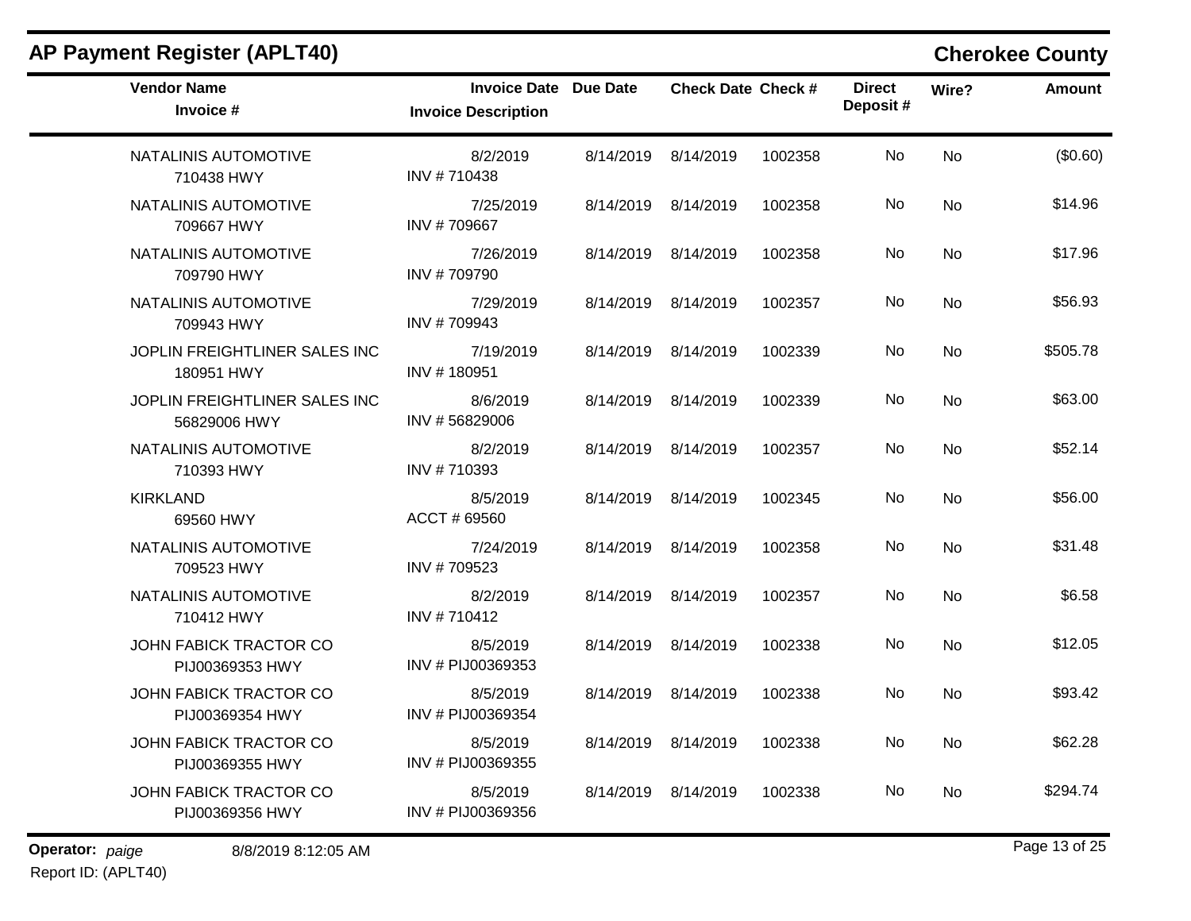## AP Payment Register (APLT40)

## Cherokee County

| Vendor Name / Invoice # | Invoice Date / Invoice Description | Due Date | Check Date | Check # | Direct Deposit # | Wire? | Amount |
|---|---|---|---|---|---|---|---|
| NATALINIS AUTOMOTIVE<br>710438 HWY | 8/2/2019<br>INV # 710438 | 8/14/2019 | 8/14/2019 | 1002358 | No | No | ($0.60) |
| NATALINIS AUTOMOTIVE<br>709667 HWY | 7/25/2019<br>INV # 709667 | 8/14/2019 | 8/14/2019 | 1002358 | No | No | $14.96 |
| NATALINIS AUTOMOTIVE<br>709790 HWY | 7/26/2019<br>INV # 709790 | 8/14/2019 | 8/14/2019 | 1002358 | No | No | $17.96 |
| NATALINIS AUTOMOTIVE<br>709943 HWY | 7/29/2019<br>INV # 709943 | 8/14/2019 | 8/14/2019 | 1002357 | No | No | $56.93 |
| JOPLIN FREIGHTLINER SALES INC<br>180951 HWY | 7/19/2019<br>INV # 180951 | 8/14/2019 | 8/14/2019 | 1002339 | No | No | $505.78 |
| JOPLIN FREIGHTLINER SALES INC<br>56829006 HWY | 8/6/2019<br>INV # 56829006 | 8/14/2019 | 8/14/2019 | 1002339 | No | No | $63.00 |
| NATALINIS AUTOMOTIVE<br>710393 HWY | 8/2/2019<br>INV # 710393 | 8/14/2019 | 8/14/2019 | 1002357 | No | No | $52.14 |
| KIRKLAND<br>69560 HWY | 8/5/2019<br>ACCT # 69560 | 8/14/2019 | 8/14/2019 | 1002345 | No | No | $56.00 |
| NATALINIS AUTOMOTIVE<br>709523 HWY | 7/24/2019<br>INV # 709523 | 8/14/2019 | 8/14/2019 | 1002358 | No | No | $31.48 |
| NATALINIS AUTOMOTIVE<br>710412 HWY | 8/2/2019<br>INV # 710412 | 8/14/2019 | 8/14/2019 | 1002357 | No | No | $6.58 |
| JOHN FABICK TRACTOR CO<br>PIJ00369353 HWY | 8/5/2019<br>INV # PIJ00369353 | 8/14/2019 | 8/14/2019 | 1002338 | No | No | $12.05 |
| JOHN FABICK TRACTOR CO<br>PIJ00369354 HWY | 8/5/2019<br>INV # PIJ00369354 | 8/14/2019 | 8/14/2019 | 1002338 | No | No | $93.42 |
| JOHN FABICK TRACTOR CO<br>PIJ00369355 HWY | 8/5/2019<br>INV # PIJ00369355 | 8/14/2019 | 8/14/2019 | 1002338 | No | No | $62.28 |
| JOHN FABICK TRACTOR CO<br>PIJ00369356 HWY | 8/5/2019<br>INV # PIJ00369356 | 8/14/2019 | 8/14/2019 | 1002338 | No | No | $294.74 |

**Operator:** *paige* 8/8/2019 8:12:05 AM

Report ID: (APLT40)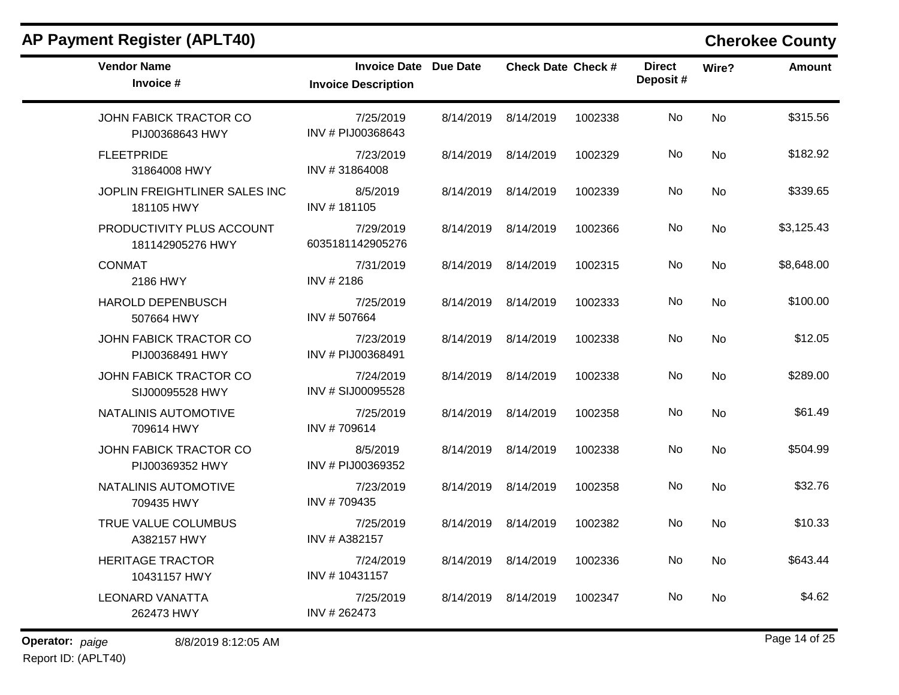## AP Payment Register (APLT40)

**Cherokee County**

| Vendor Name / Invoice # | Invoice Date / Invoice Description | Due Date | Check Date | Check # | Direct Deposit # | Wire? | Amount |
|---|---|---|---|---|---|---|---|
| JOHN FABICK TRACTOR CO<br>PIJ00368643 HWY | 7/25/2019<br>INV # PIJ00368643 | 8/14/2019 | 8/14/2019 | 1002338 | No | No | $315.56 |
| FLEETPRIDE<br>31864008 HWY | 7/23/2019<br>INV # 31864008 | 8/14/2019 | 8/14/2019 | 1002329 | No | No | $182.92 |
| JOPLIN FREIGHTLINER SALES INC<br>181105 HWY | 8/5/2019<br>INV # 181105 | 8/14/2019 | 8/14/2019 | 1002339 | No | No | $339.65 |
| PRODUCTIVITY PLUS ACCOUNT<br>181142905276 HWY | 7/29/2019<br>6035181142905276 | 8/14/2019 | 8/14/2019 | 1002366 | No | No | $3,125.43 |
| CONMAT<br>2186 HWY | 7/31/2019<br>INV # 2186 | 8/14/2019 | 8/14/2019 | 1002315 | No | No | $8,648.00 |
| HAROLD DEPENBUSCH<br>507664 HWY | 7/25/2019<br>INV # 507664 | 8/14/2019 | 8/14/2019 | 1002333 | No | No | $100.00 |
| JOHN FABICK TRACTOR CO<br>PIJ00368491 HWY | 7/23/2019<br>INV # PIJ00368491 | 8/14/2019 | 8/14/2019 | 1002338 | No | No | $12.05 |
| JOHN FABICK TRACTOR CO<br>SIJ00095528 HWY | 7/24/2019<br>INV # SIJ00095528 | 8/14/2019 | 8/14/2019 | 1002338 | No | No | $289.00 |
| NATALINIS AUTOMOTIVE<br>709614 HWY | 7/25/2019<br>INV # 709614 | 8/14/2019 | 8/14/2019 | 1002358 | No | No | $61.49 |
| JOHN FABICK TRACTOR CO<br>PIJ00369352 HWY | 8/5/2019<br>INV # PIJ00369352 | 8/14/2019 | 8/14/2019 | 1002338 | No | No | $504.99 |
| NATALINIS AUTOMOTIVE<br>709435 HWY | 7/23/2019<br>INV # 709435 | 8/14/2019 | 8/14/2019 | 1002358 | No | No | $32.76 |
| TRUE VALUE COLUMBUS<br>A382157 HWY | 7/25/2019<br>INV # A382157 | 8/14/2019 | 8/14/2019 | 1002382 | No | No | $10.33 |
| HERITAGE TRACTOR<br>10431157 HWY | 7/24/2019<br>INV # 10431157 | 8/14/2019 | 8/14/2019 | 1002336 | No | No | $643.44 |
| LEONARD VANATTA<br>262473 HWY | 7/25/2019<br>INV # 262473 | 8/14/2019 | 8/14/2019 | 1002347 | No | No | $4.62 |

**Operator:** *paige* 8/8/2019 8:12:05 AM

Report ID: (APLT40)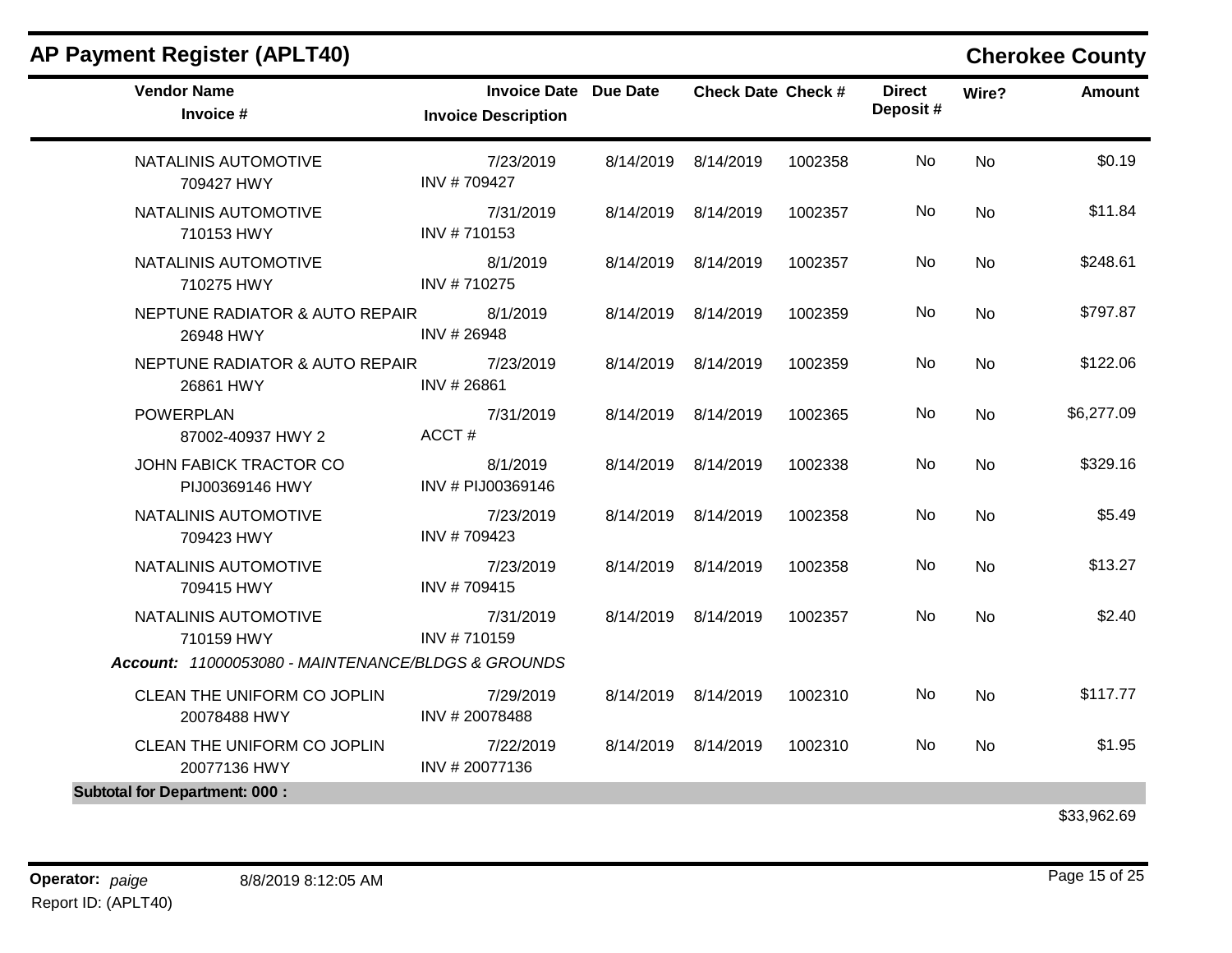## AP Payment Register (APLT40)

**Cherokee County**

| Vendor Name / Invoice # | Invoice Date / Invoice Description | Due Date | Check Date | Check # | Direct Deposit # | Wire? | Amount |
|---|---|---|---|---|---|---|---|
| NATALINIS AUTOMOTIVE 709427 HWY | 7/23/2019 INV # 709427 | 8/14/2019 | 8/14/2019 | 1002358 | No | No | $0.19 |
| NATALINIS AUTOMOTIVE 710153 HWY | 7/31/2019 INV # 710153 | 8/14/2019 | 8/14/2019 | 1002357 | No | No | $11.84 |
| NATALINIS AUTOMOTIVE 710275 HWY | 8/1/2019 INV # 710275 | 8/14/2019 | 8/14/2019 | 1002357 | No | No | $248.61 |
| NEPTUNE RADIATOR & AUTO REPAIR 26948 HWY | 8/1/2019 INV # 26948 | 8/14/2019 | 8/14/2019 | 1002359 | No | No | $797.87 |
| NEPTUNE RADIATOR & AUTO REPAIR 26861 HWY | 7/23/2019 INV # 26861 | 8/14/2019 | 8/14/2019 | 1002359 | No | No | $122.06 |
| POWERPLAN 87002-40937 HWY 2 | 7/31/2019 ACCT # | 8/14/2019 | 8/14/2019 | 1002365 | No | No | $6,277.09 |
| JOHN FABICK TRACTOR CO PIJ00369146 HWY | 8/1/2019 INV # PIJ00369146 | 8/14/2019 | 8/14/2019 | 1002338 | No | No | $329.16 |
| NATALINIS AUTOMOTIVE 709423 HWY | 7/23/2019 INV # 709423 | 8/14/2019 | 8/14/2019 | 1002358 | No | No | $5.49 |
| NATALINIS AUTOMOTIVE 709415 HWY | 7/23/2019 INV # 709415 | 8/14/2019 | 8/14/2019 | 1002358 | No | No | $13.27 |
| NATALINIS AUTOMOTIVE 710159 HWY | 7/31/2019 INV # 710159 | 8/14/2019 | 8/14/2019 | 1002357 | No | No | $2.40 |
| ***Account:* 11000053080 - MAINTENANCE/BLDGS & GROUNDS** | | | | | | | |
| CLEAN THE UNIFORM CO JOPLIN 20078488 HWY | 7/29/2019 INV # 20078488 | 8/14/2019 | 8/14/2019 | 1002310 | No | No | $117.77 |
| CLEAN THE UNIFORM CO JOPLIN 20077136 HWY | 7/22/2019 INV # 20077136 | 8/14/2019 | 8/14/2019 | 1002310 | No | No | $1.95 |
| **Subtotal for Department: 000 :** | | | | | | | $33,962.69 |

**Operator:** *paige* 8/8/2019 8:12:05 AM

Report ID: (APLT40)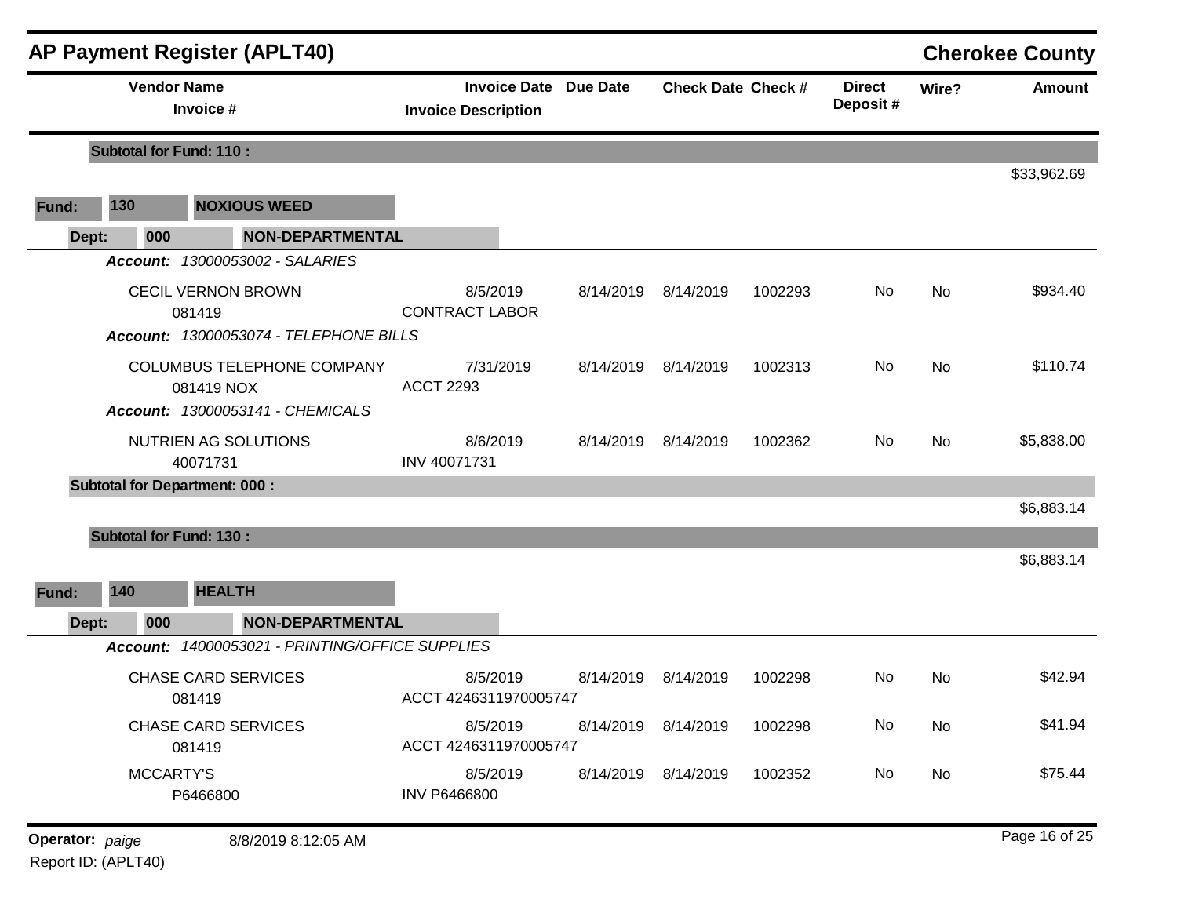## AP Payment Register (APLT40)

**Cherokee County**

| Vendor Name / Invoice # | Invoice Date / Invoice Description | Due Date | Check Date | Check # | Direct Deposit # | Wire? | Amount |
|---|---|---|---|---|---|---|---|
| **Subtotal for Fund: 110 :** | | | | | | | $33,962.69 |
| **Fund: 130 NOXIOUS WEED** | | | | | | | |
| **Dept: 000 NON-DEPARTMENTAL** | | | | | | | |
| ***Account: 13000053002 - SALARIES*** | | | | | | | |
| CECIL VERNON BROWN<br>081419 | 8/5/2019<br>CONTRACT LABOR | 8/14/2019 | 8/14/2019 | 1002293 | No | No | $934.40 |
| ***Account: 13000053074 - TELEPHONE BILLS*** | | | | | | | |
| COLUMBUS TELEPHONE COMPANY<br>081419 NOX | 7/31/2019<br>ACCT 2293 | 8/14/2019 | 8/14/2019 | 1002313 | No | No | $110.74 |
| ***Account: 13000053141 - CHEMICALS*** | | | | | | | |
| NUTRIEN AG SOLUTIONS<br>40071731 | 8/6/2019<br>INV 40071731 | 8/14/2019 | 8/14/2019 | 1002362 | No | No | $5,838.00 |
| **Subtotal for Department: 000 :** | | | | | | | $6,883.14 |
| **Subtotal for Fund: 130 :** | | | | | | | $6,883.14 |
| **Fund: 140 HEALTH** | | | | | | | |
| **Dept: 000 NON-DEPARTMENTAL** | | | | | | | |
| ***Account: 14000053021 - PRINTING/OFFICE SUPPLIES*** | | | | | | | |
| CHASE CARD SERVICES<br>081419 | 8/5/2019<br>ACCT 4246311970005747 | 8/14/2019 | 8/14/2019 | 1002298 | No | No | $42.94 |
| CHASE CARD SERVICES<br>081419 | 8/5/2019<br>ACCT 4246311970005747 | 8/14/2019 | 8/14/2019 | 1002298 | No | No | $41.94 |
| MCCARTY'S<br>P6466800 | 8/5/2019<br>INV P6466800 | 8/14/2019 | 8/14/2019 | 1002352 | No | No | $75.44 |

**Operator:** *paige* 8/8/2019 8:12:05 AM

Report ID: (APLT40)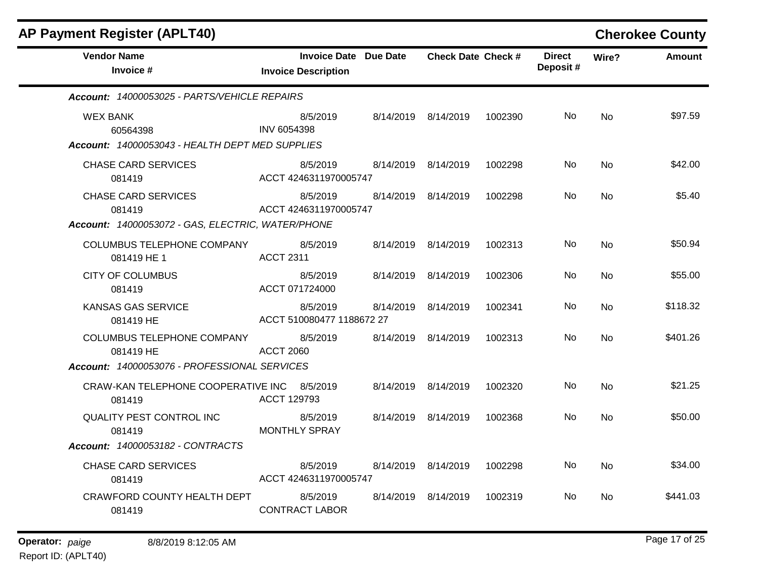## AP Payment Register (APLT40)

**Cherokee County**

| Vendor Name / Invoice # | Invoice Date / Invoice Description | Due Date | Check Date | Check # | Direct Deposit # | Wire? | Amount |
|---|---|---|---|---|---|---|---|
| ***Account: 14000053025 - PARTS/VEHICLE REPAIRS*** | | | | | | | |
| WEX BANK<br>60564398 | 8/5/2019<br>INV 6054398 | 8/14/2019 | 8/14/2019 | 1002390 | No | No | $97.59 |
| ***Account: 14000053043 - HEALTH DEPT MED SUPPLIES*** | | | | | | | |
| CHASE CARD SERVICES<br>081419 | 8/5/2019<br>ACCT 4246311970005747 | 8/14/2019 | 8/14/2019 | 1002298 | No | No | $42.00 |
| CHASE CARD SERVICES<br>081419 | 8/5/2019<br>ACCT 4246311970005747 | 8/14/2019 | 8/14/2019 | 1002298 | No | No | $5.40 |
| ***Account: 14000053072 - GAS, ELECTRIC, WATER/PHONE*** | | | | | | | |
| COLUMBUS TELEPHONE COMPANY<br>081419 HE 1 | 8/5/2019<br>ACCT 2311 | 8/14/2019 | 8/14/2019 | 1002313 | No | No | $50.94 |
| CITY OF COLUMBUS<br>081419 | 8/5/2019<br>ACCT 071724000 | 8/14/2019 | 8/14/2019 | 1002306 | No | No | $55.00 |
| KANSAS GAS SERVICE<br>081419 HE | 8/5/2019<br>ACCT 510080477 1188672 27 | 8/14/2019 | 8/14/2019 | 1002341 | No | No | $118.32 |
| COLUMBUS TELEPHONE COMPANY<br>081419 HE | 8/5/2019<br>ACCT 2060 | 8/14/2019 | 8/14/2019 | 1002313 | No | No | $401.26 |
| ***Account: 14000053076 - PROFESSIONAL SERVICES*** | | | | | | | |
| CRAW-KAN TELEPHONE COOPERATIVE INC<br>081419 | 8/5/2019<br>ACCT 129793 | 8/14/2019 | 8/14/2019 | 1002320 | No | No | $21.25 |
| QUALITY PEST CONTROL INC<br>081419 | 8/5/2019<br>MONTHLY SPRAY | 8/14/2019 | 8/14/2019 | 1002368 | No | No | $50.00 |
| ***Account: 14000053182 - CONTRACTS*** | | | | | | | |
| CHASE CARD SERVICES<br>081419 | 8/5/2019<br>ACCT 4246311970005747 | 8/14/2019 | 8/14/2019 | 1002298 | No | No | $34.00 |
| CRAWFORD COUNTY HEALTH DEPT<br>081419 | 8/5/2019<br>CONTRACT LABOR | 8/14/2019 | 8/14/2019 | 1002319 | No | No | $441.03 |

**Operator:** *paige* 8/8/2019 8:12:05 AM

Report ID: (APLT40)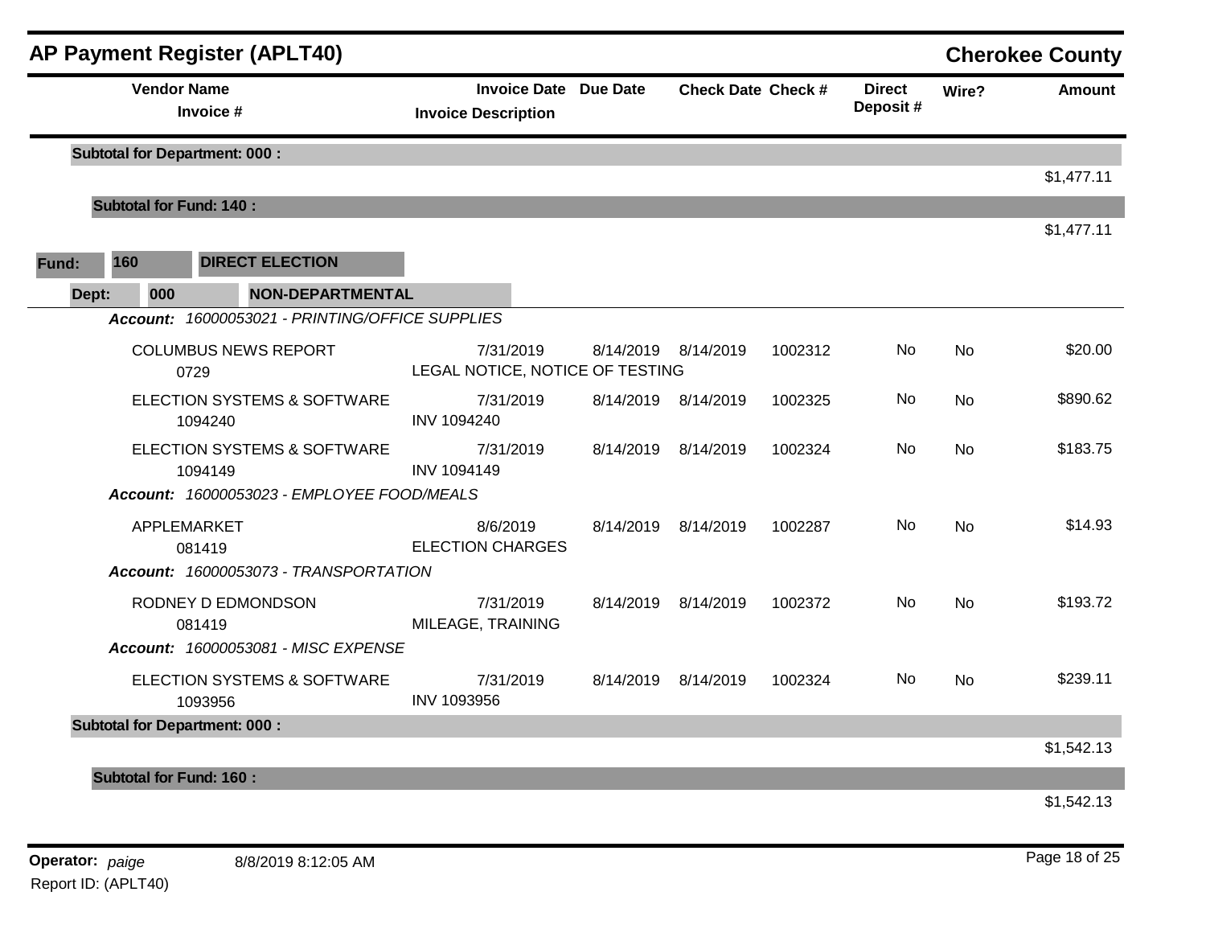## AP Payment Register (APLT40)

**Cherokee County**

| Vendor Name / Invoice # | Invoice Date / Invoice Description | Due Date | Check Date | Check # | Direct Deposit # | Wire? | Amount |
|---|---|---|---|---|---|---|---|
| **Subtotal for Department: 000 :** | | | | | | | $1,477.11 |
| **Subtotal for Fund: 140 :** | | | | | | | $1,477.11 |

**Fund: 160 DIRECT ELECTION**

**Dept: 000 NON-DEPARTMENTAL**

| Vendor Name / Invoice # | Invoice Date / Invoice Description | Due Date | Check Date | Check # | Direct Deposit # | Wire? | Amount |
|---|---|---|---|---|---|---|---|
| ***Account: 16000053021 - PRINTING/OFFICE SUPPLIES*** | | | | | | | |
| COLUMBUS NEWS REPORT 0729 | 7/31/2019 LEGAL NOTICE, NOTICE OF TESTING | 8/14/2019 | 8/14/2019 | 1002312 | No | No | $20.00 |
| ELECTION SYSTEMS & SOFTWARE 1094240 | 7/31/2019 INV 1094240 | 8/14/2019 | 8/14/2019 | 1002325 | No | No | $890.62 |
| ELECTION SYSTEMS & SOFTWARE 1094149 | 7/31/2019 INV 1094149 | 8/14/2019 | 8/14/2019 | 1002324 | No | No | $183.75 |
| ***Account: 16000053023 - EMPLOYEE FOOD/MEALS*** | | | | | | | |
| APPLEMARKET 081419 | 8/6/2019 ELECTION CHARGES | 8/14/2019 | 8/14/2019 | 1002287 | No | No | $14.93 |
| ***Account: 16000053073 - TRANSPORTATION*** | | | | | | | |
| RODNEY D EDMONDSON 081419 | 7/31/2019 MILEAGE, TRAINING | 8/14/2019 | 8/14/2019 | 1002372 | No | No | $193.72 |
| ***Account: 16000053081 - MISC EXPENSE*** | | | | | | | |
| ELECTION SYSTEMS & SOFTWARE 1093956 | 7/31/2019 INV 1093956 | 8/14/2019 | 8/14/2019 | 1002324 | No | No | $239.11 |
| **Subtotal for Department: 000 :** | | | | | | | $1,542.13 |
| **Subtotal for Fund: 160 :** | | | | | | | $1,542.13 |

**Operator:** *paige* 8/8/2019 8:12:05 AM

Report ID: (APLT40)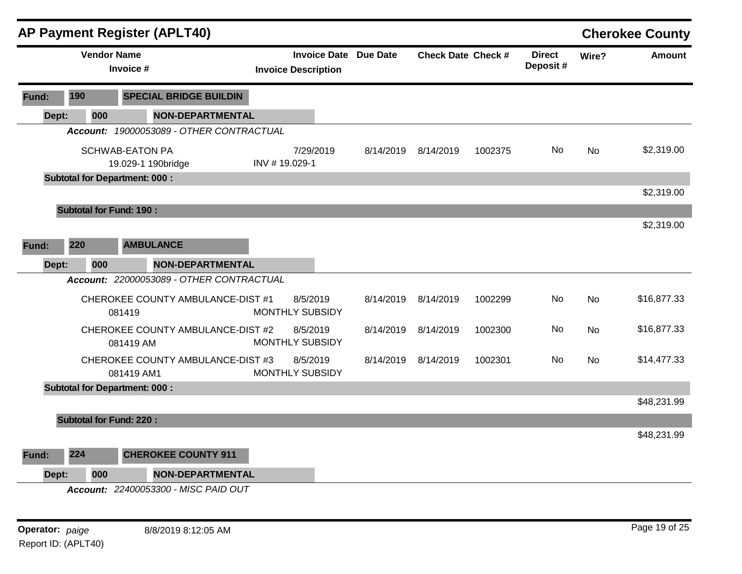# AP Payment Register (APLT40)

## Cherokee County

| Vendor Name / Invoice # | Invoice Date / Invoice Description | Due Date | Check Date | Check # | Direct Deposit # | Wire? | Amount |
|---|---|---|---|---|---|---|---|
| **Fund: 190 SPECIAL BRIDGE BUILDIN** | | | | | | | |
| **Dept: 000 NON-DEPARTMENTAL** | | | | | | | |
| ***Account: 19000053089 - OTHER CONTRACTUAL*** | | | | | | | |
| SCHWAB-EATON PA<br>19.029-1 190bridge | 7/29/2019<br>INV # 19.029-1 | 8/14/2019 | 8/14/2019 | 1002375 | No | No | $2,319.00 |
| **Subtotal for Department: 000 :** | | | | | | | $2,319.00 |
| **Subtotal for Fund: 190 :** | | | | | | | $2,319.00 |
| **Fund: 220 AMBULANCE** | | | | | | | |
| **Dept: 000 NON-DEPARTMENTAL** | | | | | | | |
| ***Account: 22000053089 - OTHER CONTRACTUAL*** | | | | | | | |
| CHEROKEE COUNTY AMBULANCE-DIST #1<br>081419 | 8/5/2019<br>MONTHLY SUBSIDY | 8/14/2019 | 8/14/2019 | 1002299 | No | No | $16,877.33 |
| CHEROKEE COUNTY AMBULANCE-DIST #2<br>081419 AM | 8/5/2019<br>MONTHLY SUBSIDY | 8/14/2019 | 8/14/2019 | 1002300 | No | No | $16,877.33 |
| CHEROKEE COUNTY AMBULANCE-DIST #3<br>081419 AM1 | 8/5/2019<br>MONTHLY SUBSIDY | 8/14/2019 | 8/14/2019 | 1002301 | No | No | $14,477.33 |
| **Subtotal for Department: 000 :** | | | | | | | $48,231.99 |
| **Subtotal for Fund: 220 :** | | | | | | | $48,231.99 |
| **Fund: 224 CHEROKEE COUNTY 911** | | | | | | | |
| **Dept: 000 NON-DEPARTMENTAL** | | | | | | | |
| ***Account: 22400053300 - MISC PAID OUT*** | | | | | | | |

**Operator:** *paige* 8/8/2019 8:12:05 AM

Report ID: (APLT40)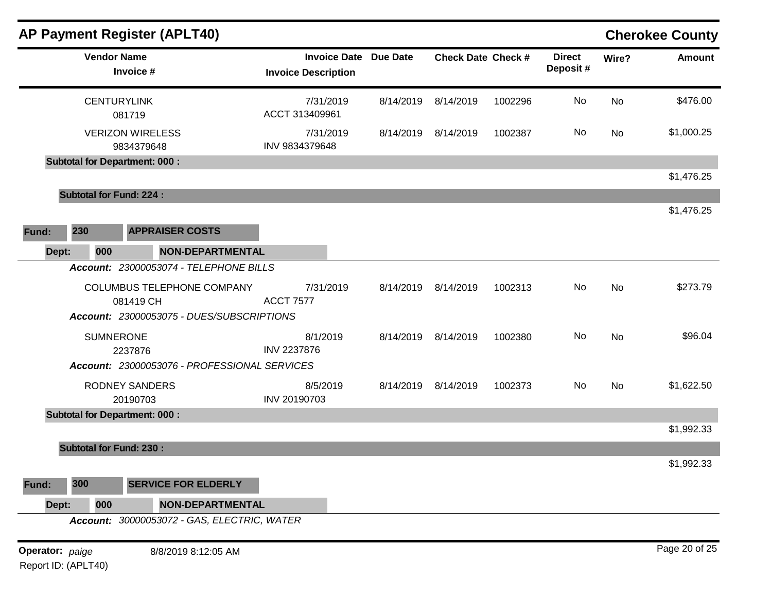## AP Payment Register (APLT40) — Cherokee County

| Vendor Name / Invoice # | Invoice Date / Invoice Description | Due Date | Check Date | Check # | Direct Deposit # | Wire? | Amount |
|---|---|---|---|---|---|---|---|
| CENTURYLINK<br>081719 | 7/31/2019<br>ACCT 313409961 | 8/14/2019 | 8/14/2019 | 1002296 | No | No | $476.00 |
| VERIZON WIRELESS<br>9834379648 | 7/31/2019<br>INV 9834379648 | 8/14/2019 | 8/14/2019 | 1002387 | No | No | $1,000.25 |
| **Subtotal for Department: 000 :** | | | | | | | $1,476.25 |
| **Subtotal for Fund: 224 :** | | | | | | | $1,476.25 |

**Fund:** 230 **APPRAISER COSTS**

**Dept:** 000 **NON-DEPARTMENTAL**

| Vendor Name / Invoice # | Invoice Date / Invoice Description | Due Date | Check Date | Check # | Direct Deposit # | Wire? | Amount |
|---|---|---|---|---|---|---|---|
| ***Account:*** *23000053074 - TELEPHONE BILLS* | | | | | | | |
| COLUMBUS TELEPHONE COMPANY<br>081419 CH | 7/31/2019<br>ACCT 7577 | 8/14/2019 | 8/14/2019 | 1002313 | No | No | $273.79 |
| ***Account:*** *23000053075 - DUES/SUBSCRIPTIONS* | | | | | | | |
| SUMNERONE<br>2237876 | 8/1/2019<br>INV 2237876 | 8/14/2019 | 8/14/2019 | 1002380 | No | No | $96.04 |
| ***Account:*** *23000053076 - PROFESSIONAL SERVICES* | | | | | | | |
| RODNEY SANDERS<br>20190703 | 8/5/2019<br>INV 20190703 | 8/14/2019 | 8/14/2019 | 1002373 | No | No | $1,622.50 |
| **Subtotal for Department: 000 :** | | | | | | | $1,992.33 |
| **Subtotal for Fund: 230 :** | | | | | | | $1,992.33 |

**Fund:** 300 **SERVICE FOR ELDERLY**

**Dept:** 000 **NON-DEPARTMENTAL**

***Account:*** *30000053072 - GAS, ELECTRIC, WATER*

**Operator:** *paige* 8/8/2019 8:12:05 AM

Report ID: (APLT40)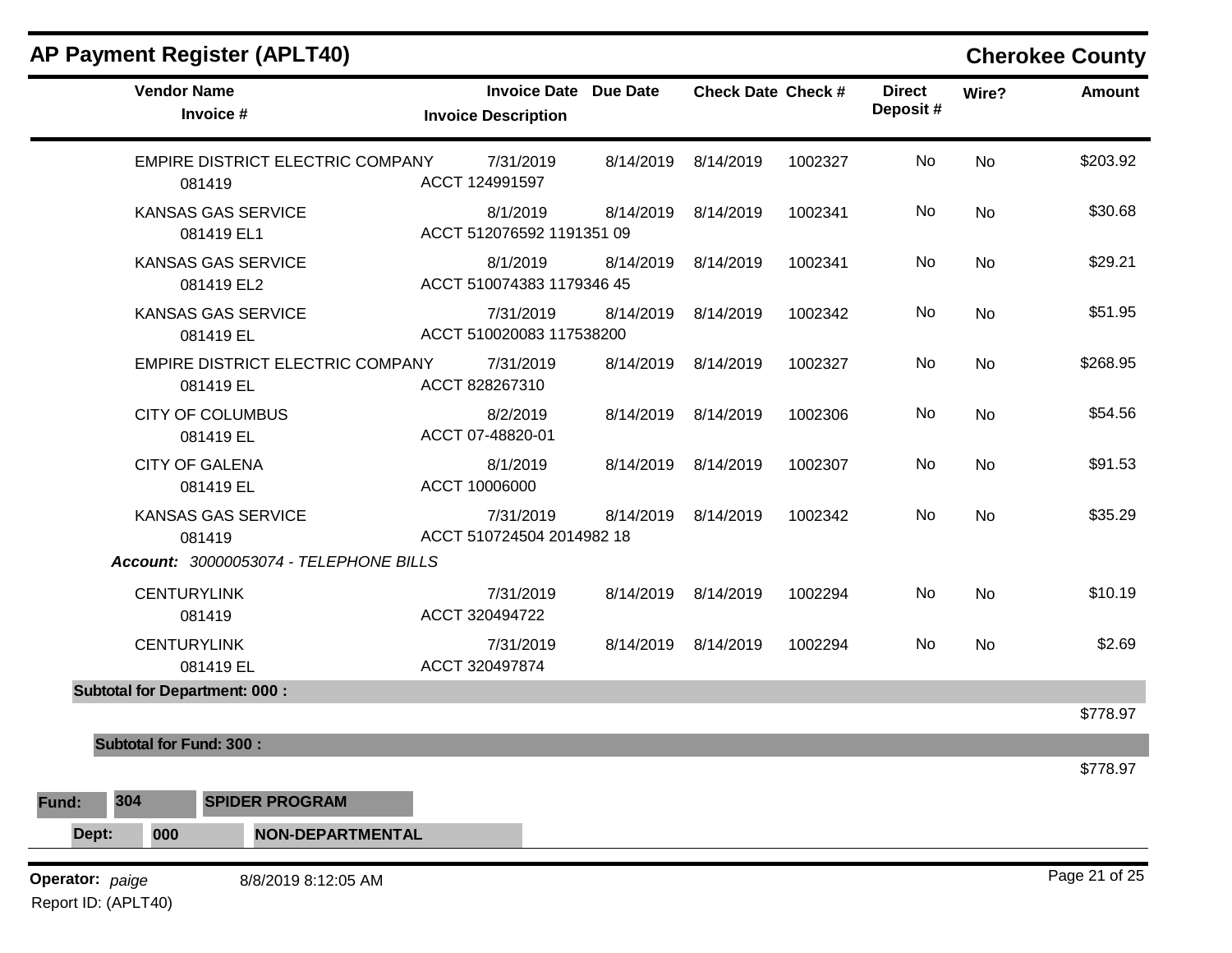## AP Payment Register (APLT40)

**Cherokee County**

| Vendor Name / Invoice # | Invoice Date / Invoice Description | Due Date | Check Date | Check # | Direct Deposit # | Wire? | Amount |
|---|---|---|---|---|---|---|---|
| EMPIRE DISTRICT ELECTRIC COMPANY<br>081419 | 7/31/2019<br>ACCT 124991597 | 8/14/2019 | 8/14/2019 | 1002327 | No | No | $203.92 |
| KANSAS GAS SERVICE<br>081419 EL1 | 8/1/2019<br>ACCT 512076592 1191351 09 | 8/14/2019 | 8/14/2019 | 1002341 | No | No | $30.68 |
| KANSAS GAS SERVICE<br>081419 EL2 | 8/1/2019<br>ACCT 510074383 1179346 45 | 8/14/2019 | 8/14/2019 | 1002341 | No | No | $29.21 |
| KANSAS GAS SERVICE<br>081419 EL | 7/31/2019<br>ACCT 510020083 117538200 | 8/14/2019 | 8/14/2019 | 1002342 | No | No | $51.95 |
| EMPIRE DISTRICT ELECTRIC COMPANY<br>081419 EL | 7/31/2019<br>ACCT 828267310 | 8/14/2019 | 8/14/2019 | 1002327 | No | No | $268.95 |
| CITY OF COLUMBUS<br>081419 EL | 8/2/2019<br>ACCT 07-48820-01 | 8/14/2019 | 8/14/2019 | 1002306 | No | No | $54.56 |
| CITY OF GALENA<br>081419 EL | 8/1/2019<br>ACCT 10006000 | 8/14/2019 | 8/14/2019 | 1002307 | No | No | $91.53 |
| KANSAS GAS SERVICE<br>081419 | 7/31/2019<br>ACCT 510724504 2014982 18 | 8/14/2019 | 8/14/2019 | 1002342 | No | No | $35.29 |
| ***Account:*** *30000053074 - TELEPHONE BILLS* | | | | | | | |
| CENTURYLINK<br>081419 | 7/31/2019<br>ACCT 320494722 | 8/14/2019 | 8/14/2019 | 1002294 | No | No | $10.19 |
| CENTURYLINK<br>081419 EL | 7/31/2019<br>ACCT 320497874 | 8/14/2019 | 8/14/2019 | 1002294 | No | No | $2.69 |
| **Subtotal for Department: 000 :** | | | | | | | $778.97 |
| **Subtotal for Fund: 300 :** | | | | | | | $778.97 |

**Fund:** **304** **SPIDER PROGRAM**

**Dept:** **000** **NON-DEPARTMENTAL**

**Operator:** *paige* 8/8/2019 8:12:05 AM

Report ID: (APLT40)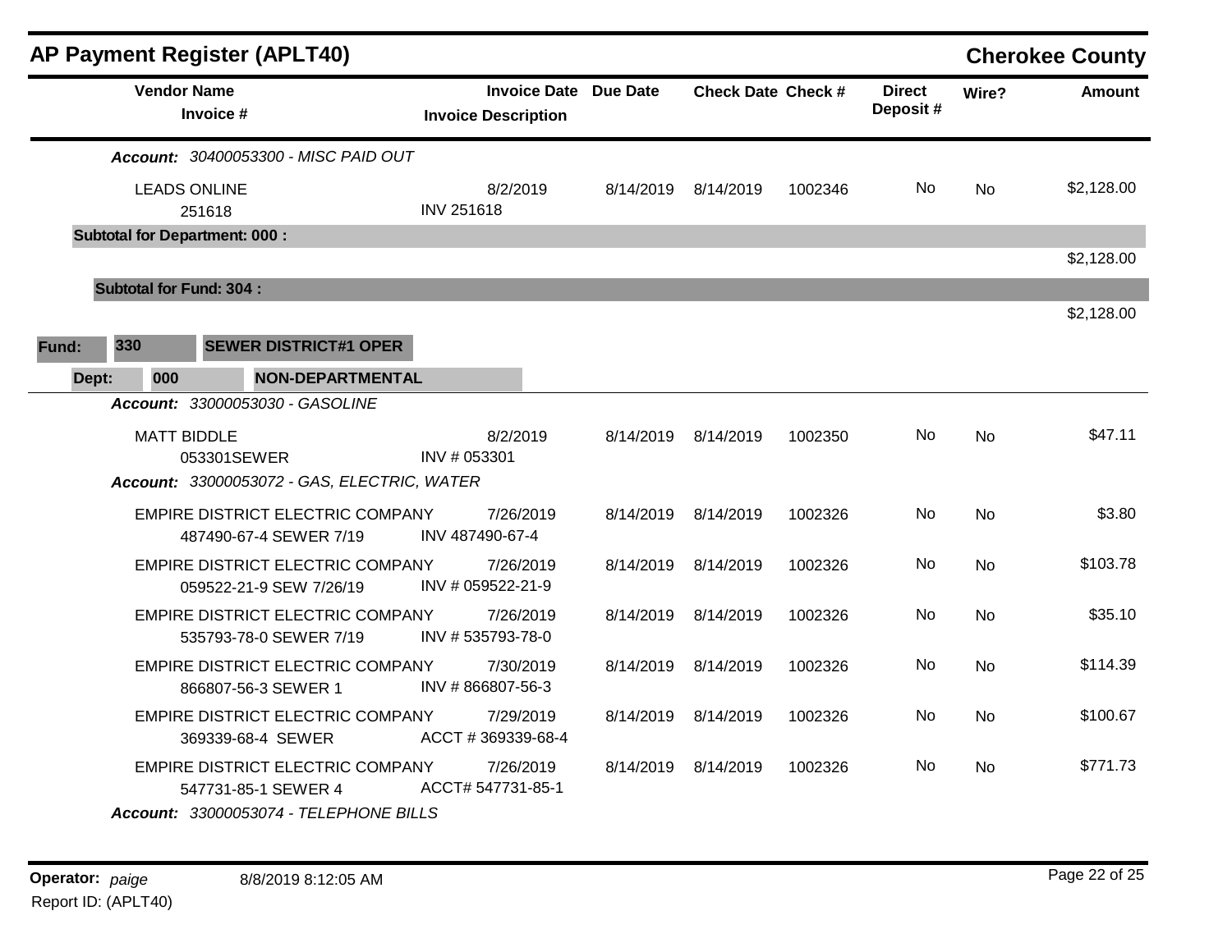# AP Payment Register (APLT40)

**Cherokee County**

| Vendor Name / Invoice # | Invoice Date / Invoice Description | Due Date | Check Date | Check # | Direct Deposit # | Wire? | Amount |
|---|---|---|---|---|---|---|---|
| ***Account:*** *30400053300 - MISC PAID OUT* | | | | | | | |
| LEADS ONLINE<br>251618 | 8/2/2019<br>INV 251618 | 8/14/2019 | 8/14/2019 | 1002346 | No | No | $2,128.00 |
| **Subtotal for Department: 000 :** | | | | | | | $2,128.00 |
| **Subtotal for Fund: 304 :** | | | | | | | $2,128.00 |
| **Fund: 330 SEWER DISTRICT#1 OPER** | | | | | | | |
| **Dept: 000 NON-DEPARTMENTAL** | | | | | | | |
| ***Account:*** *33000053030 - GASOLINE* | | | | | | | |
| MATT BIDDLE<br>053301SEWER | 8/2/2019<br>INV # 053301 | 8/14/2019 | 8/14/2019 | 1002350 | No | No | $47.11 |
| ***Account:*** *33000053072 - GAS, ELECTRIC, WATER* | | | | | | | |
| EMPIRE DISTRICT ELECTRIC COMPANY<br>487490-67-4 SEWER 7/19 | 7/26/2019<br>INV 487490-67-4 | 8/14/2019 | 8/14/2019 | 1002326 | No | No | $3.80 |
| EMPIRE DISTRICT ELECTRIC COMPANY<br>059522-21-9 SEW 7/26/19 | 7/26/2019<br>INV # 059522-21-9 | 8/14/2019 | 8/14/2019 | 1002326 | No | No | $103.78 |
| EMPIRE DISTRICT ELECTRIC COMPANY<br>535793-78-0 SEWER 7/19 | 7/26/2019<br>INV # 535793-78-0 | 8/14/2019 | 8/14/2019 | 1002326 | No | No | $35.10 |
| EMPIRE DISTRICT ELECTRIC COMPANY<br>866807-56-3 SEWER 1 | 7/30/2019<br>INV # 866807-56-3 | 8/14/2019 | 8/14/2019 | 1002326 | No | No | $114.39 |
| EMPIRE DISTRICT ELECTRIC COMPANY<br>369339-68-4 SEWER | 7/29/2019<br>ACCT # 369339-68-4 | 8/14/2019 | 8/14/2019 | 1002326 | No | No | $100.67 |
| EMPIRE DISTRICT ELECTRIC COMPANY<br>547731-85-1 SEWER 4 | 7/26/2019<br>ACCT# 547731-85-1 | 8/14/2019 | 8/14/2019 | 1002326 | No | No | $771.73 |
| ***Account:*** *33000053074 - TELEPHONE BILLS* | | | | | | | |

**Operator:** *paige* 8/8/2019 8:12:05 AM

Report ID: (APLT40)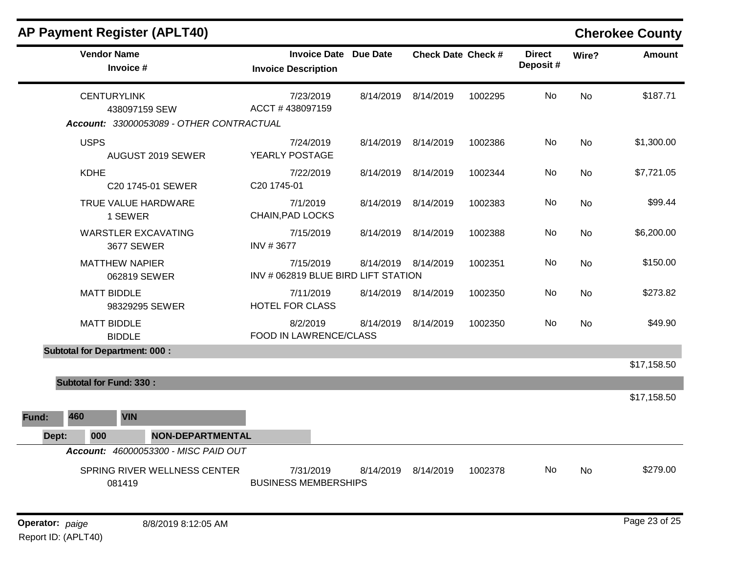# AP Payment Register (APLT40)

**Cherokee County**

| Vendor Name / Invoice # | Invoice Date / Invoice Description | Due Date | Check Date | Check # | Direct Deposit # | Wire? | Amount |
|---|---|---|---|---|---|---|---|
| CENTURYLINK<br>438097159 SEW | 7/23/2019<br>ACCT # 438097159 | 8/14/2019 | 8/14/2019 | 1002295 | No | No | $187.71 |

***Account:*** *33000053089 - OTHER CONTRACTUAL*

| Vendor Name / Invoice # | Invoice Date / Invoice Description | Due Date | Check Date | Check # | Direct Deposit # | Wire? | Amount |
|---|---|---|---|---|---|---|---|
| USPS<br>AUGUST 2019 SEWER | 7/24/2019<br>YEARLY POSTAGE | 8/14/2019 | 8/14/2019 | 1002386 | No | No | $1,300.00 |
| KDHE<br>C20 1745-01 SEWER | 7/22/2019<br>C20 1745-01 | 8/14/2019 | 8/14/2019 | 1002344 | No | No | $7,721.05 |
| TRUE VALUE HARDWARE<br>1 SEWER | 7/1/2019<br>CHAIN,PAD LOCKS | 8/14/2019 | 8/14/2019 | 1002383 | No | No | $99.44 |
| WARSTLER EXCAVATING<br>3677 SEWER | 7/15/2019<br>INV # 3677 | 8/14/2019 | 8/14/2019 | 1002388 | No | No | $6,200.00 |
| MATTHEW NAPIER<br>062819 SEWER | 7/15/2019<br>INV # 062819 BLUE BIRD LIFT STATION | 8/14/2019 | 8/14/2019 | 1002351 | No | No | $150.00 |
| MATT BIDDLE<br>98329295 SEWER | 7/11/2019<br>HOTEL FOR CLASS | 8/14/2019 | 8/14/2019 | 1002350 | No | No | $273.82 |
| MATT BIDDLE<br>BIDDLE | 8/2/2019<br>FOOD IN LAWRENCE/CLASS | 8/14/2019 | 8/14/2019 | 1002350 | No | No | $49.90 |

**Subtotal for Department: 000 :** $17,158.50

**Subtotal for Fund: 330 :** $17,158.50

**Fund:** 460 VIN

**Dept:** 000 NON-DEPARTMENTAL

***Account:*** *46000053300 - MISC PAID OUT*

| Vendor Name / Invoice # | Invoice Date / Invoice Description | Due Date | Check Date | Check # | Direct Deposit # | Wire? | Amount |
|---|---|---|---|---|---|---|---|
| SPRING RIVER WELLNESS CENTER<br>081419 | 7/31/2019<br>BUSINESS MEMBERSHIPS | 8/14/2019 | 8/14/2019 | 1002378 | No | No | $279.00 |

**Operator:** *paige* 8/8/2019 8:12:05 AM

Report ID: (APLT40)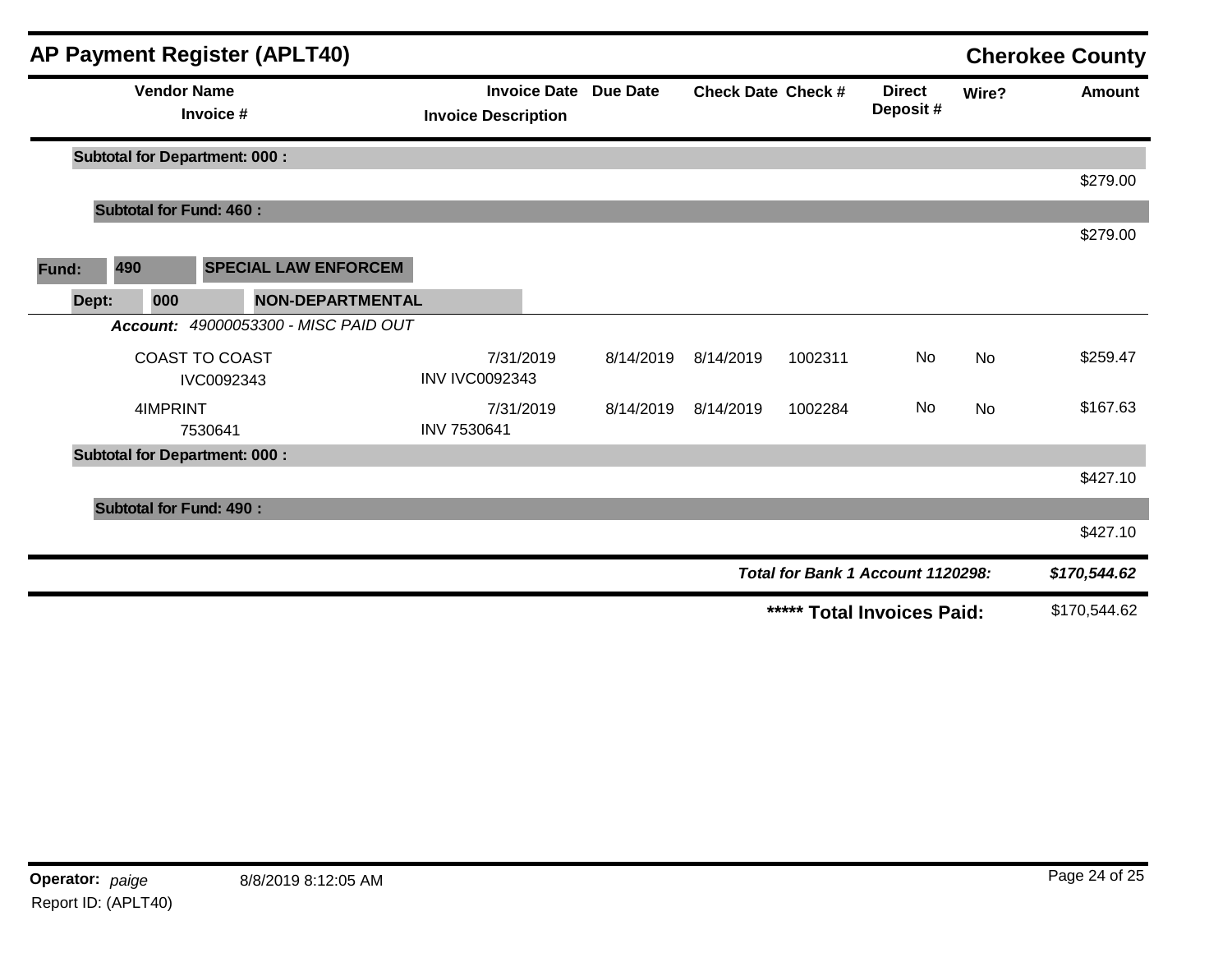## AP Payment Register (APLT40) — Cherokee County

| Vendor Name / Invoice # | Invoice Date / Invoice Description | Due Date | Check Date | Check # | Direct Deposit # | Wire? | Amount |
|---|---|---|---|---|---|---|---|
| **Subtotal for Department: 000 :** | | | | | | | $279.00 |
| **Subtotal for Fund: 460 :** | | | | | | | $279.00 |
| **Fund: 490 SPECIAL LAW ENFORCEM** | | | | | | | |
| **Dept: 000 NON-DEPARTMENTAL** | | | | | | | |
| ***Account:*** *49000053300 - MISC PAID OUT* | | | | | | | |
| COAST TO COAST<br>IVC0092343 | 7/31/2019<br>INV IVC0092343 | 8/14/2019 | 8/14/2019 | 1002311 | No | No | $259.47 |
| 4IMPRINT<br>7530641 | 7/31/2019<br>INV 7530641 | 8/14/2019 | 8/14/2019 | 1002284 | No | No | $167.63 |
| **Subtotal for Department: 000 :** | | | | | | | $427.10 |
| **Subtotal for Fund: 490 :** | | | | | | | $427.10 |

***Total for Bank 1 Account 1120298:*** ***$170,544.62***

**\*\*\*\*\* Total Invoices Paid:** $170,544.62

**Operator:** *paige* 8/8/2019 8:12:05 AM

Report ID: (APLT40)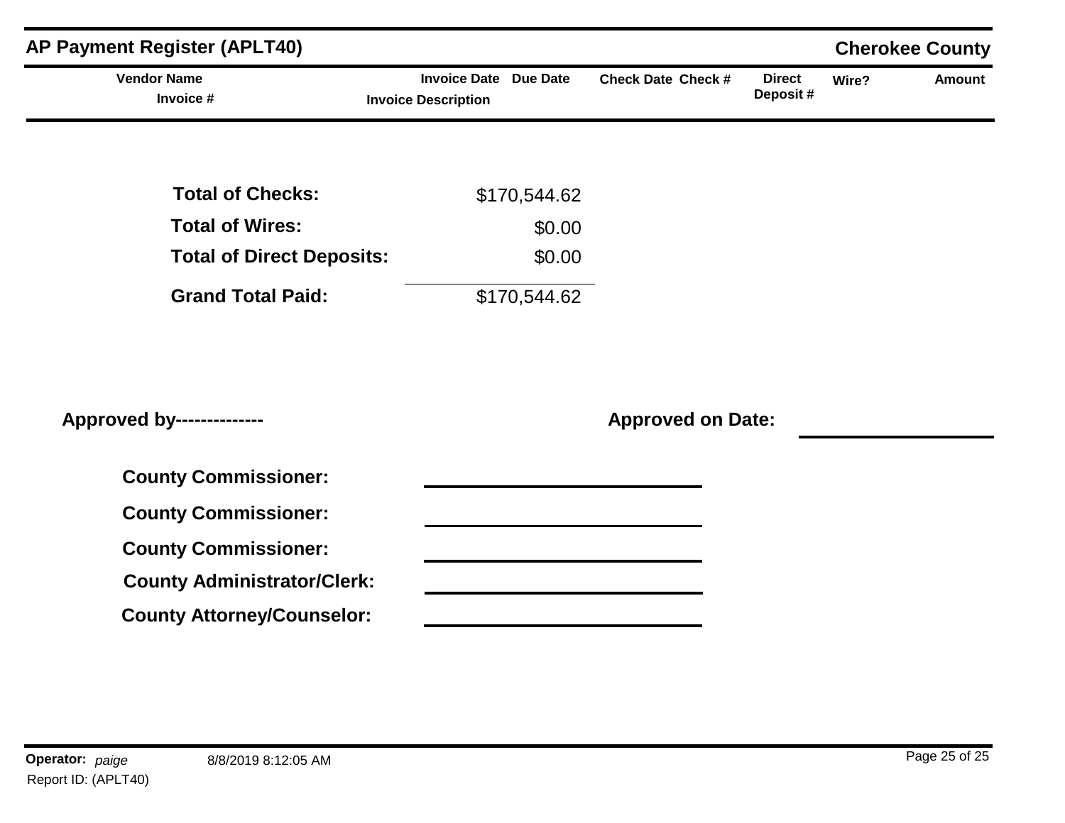## AP Payment Register (APLT40)

**Cherokee County**

| Vendor Name / Invoice # | Invoice Date / Invoice Description | Due Date | Check Date | Check # | Direct Deposit # | Wire? | Amount |
|---|---|---|---|---|---|---|---|

| | |
|---|---|
| **Total of Checks:** | $170,544.62 |
| **Total of Wires:** | $0.00 |
| **Total of Direct Deposits:** | $0.00 |
| **Grand Total Paid:** | $170,544.62 |

**Approved by--------------**

**Approved on Date:** ____________________

**County Commissioner:** ____________________

**County Commissioner:** ____________________

**County Commissioner:** ____________________

**County Administrator/Clerk:** ____________________

**County Attorney/Counselor:** ____________________

**Operator:** *paige* 8/8/2019 8:12:05 AM

Report ID: (APLT40)